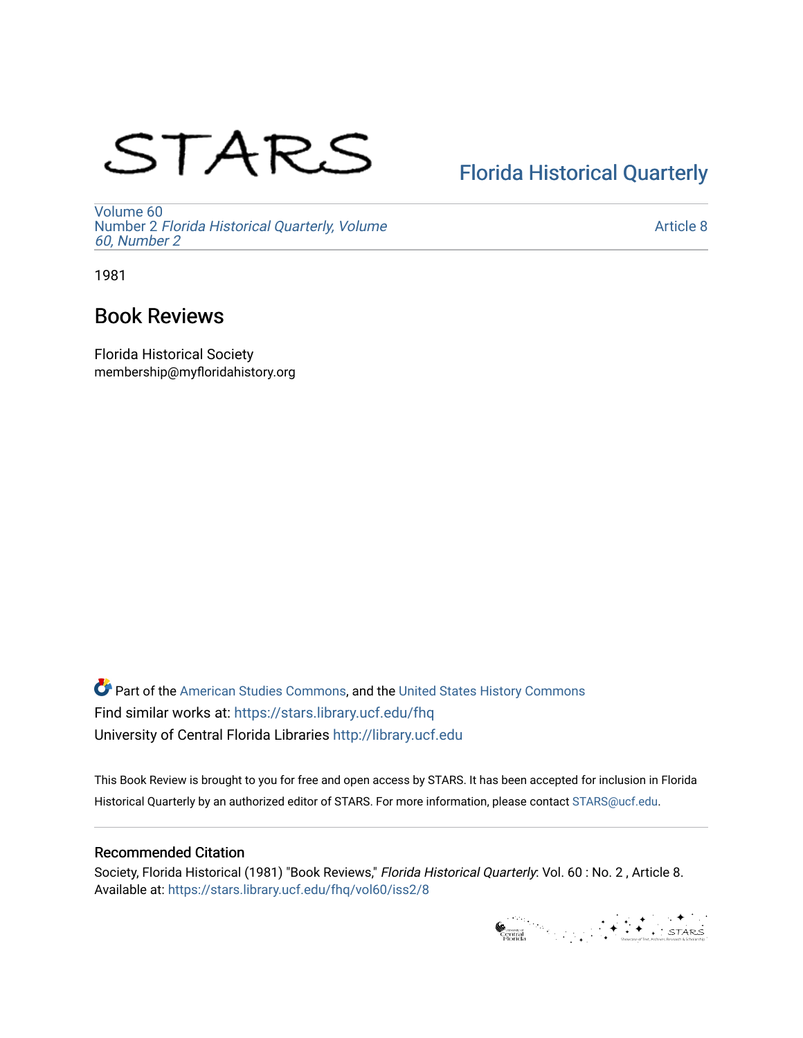STARS

Florida Historical Quarterly

Volume 60
Number 2 *Florida Historical Quarterly, Volume 60, Number 2*

Article 8

1981

# Book Reviews

Florida Historical Society
membership@myfloridahistory.org

Part of the American Studies Commons, and the United States History Commons
Find similar works at: https://stars.library.ucf.edu/fhq
University of Central Florida Libraries http://library.ucf.edu

This Book Review is brought to you for free and open access by STARS. It has been accepted for inclusion in Florida Historical Quarterly by an authorized editor of STARS. For more information, please contact STARS@ucf.edu.

## Recommended Citation

Society, Florida Historical (1981) "Book Reviews," *Florida Historical Quarterly*: Vol. 60 : No. 2 , Article 8.
Available at: https://stars.library.ucf.edu/fhq/vol60/iss2/8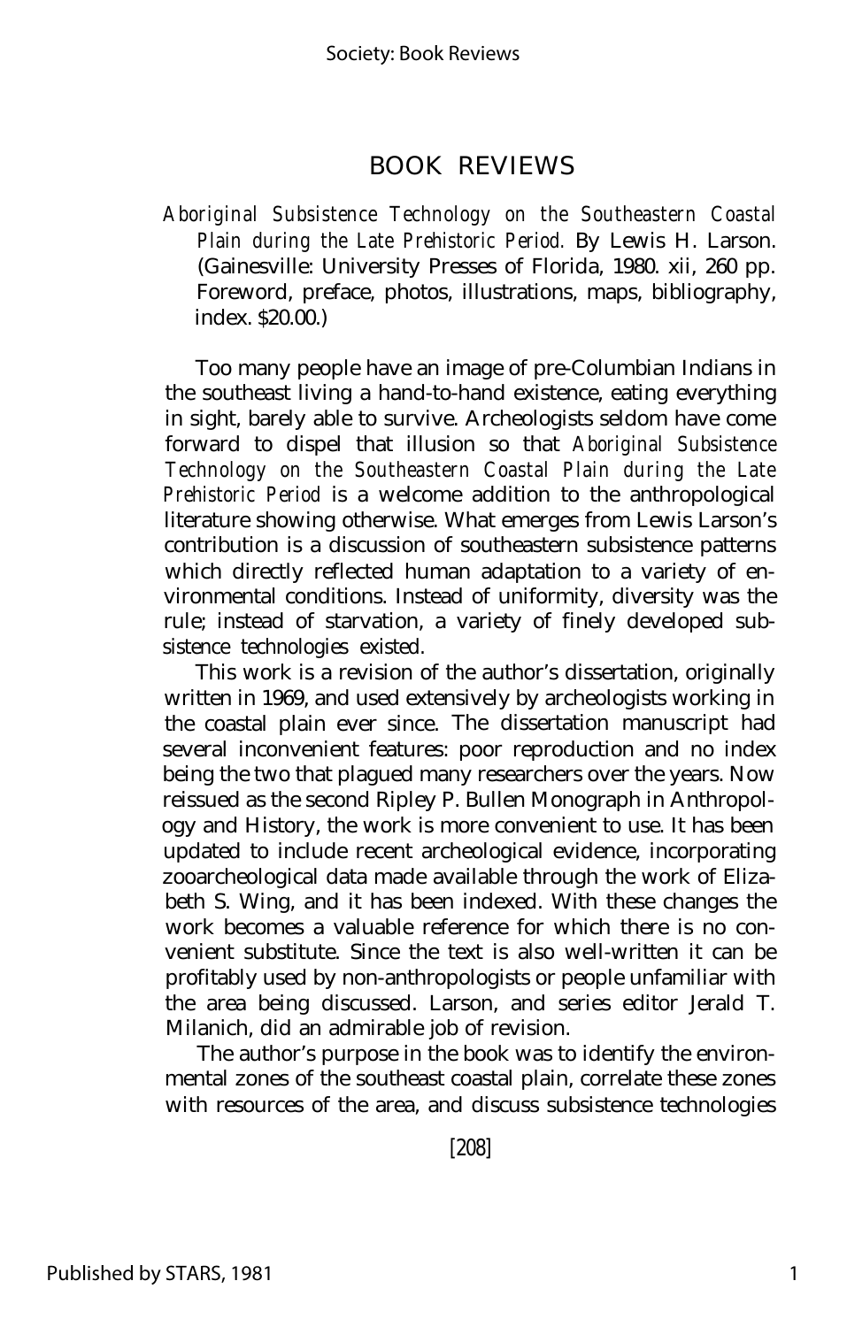# BOOK REVIEWS

*Aboriginal Subsistence Technology on the Southeastern Coastal Plain during the Late Prehistoric Period.* By Lewis H. Larson. (Gainesville: University Presses of Florida, 1980. xii, 260 pp. Foreword, preface, photos, illustrations, maps, bibliography, index. $20.00.)

Too many people have an image of pre-Columbian Indians in the southeast living a hand-to-hand existence, eating everything in sight, barely able to survive. Archeologists seldom have come forward to dispel that illusion so that *Aboriginal Subsistence Technology on the Southeastern Coastal Plain during the Late Prehistoric Period* is a welcome addition to the anthropological literature showing otherwise. What emerges from Lewis Larson's contribution is a discussion of southeastern subsistence patterns which directly reflected human adaptation to a variety of environmental conditions. Instead of uniformity, diversity was the rule; instead of starvation, a variety of finely developed subsistence technologies existed.

This work is a revision of the author's dissertation, originally written in 1969, and used extensively by archeologists working in the coastal plain ever since. The dissertation manuscript had several inconvenient features: poor reproduction and no index being the two that plagued many researchers over the years. Now reissued as the second Ripley P. Bullen Monograph in Anthropology and History, the work is more convenient to use. It has been updated to include recent archeological evidence, incorporating zooarcheological data made available through the work of Elizabeth S. Wing, and it has been indexed. With these changes the work becomes a valuable reference for which there is no convenient substitute. Since the text is also well-written it can be profitably used by non-anthropologists or people unfamiliar with the area being discussed. Larson, and series editor Jerald T. Milanich, did an admirable job of revision.

The author's purpose in the book was to identify the environmental zones of the southeast coastal plain, correlate these zones with resources of the area, and discuss subsistence technologies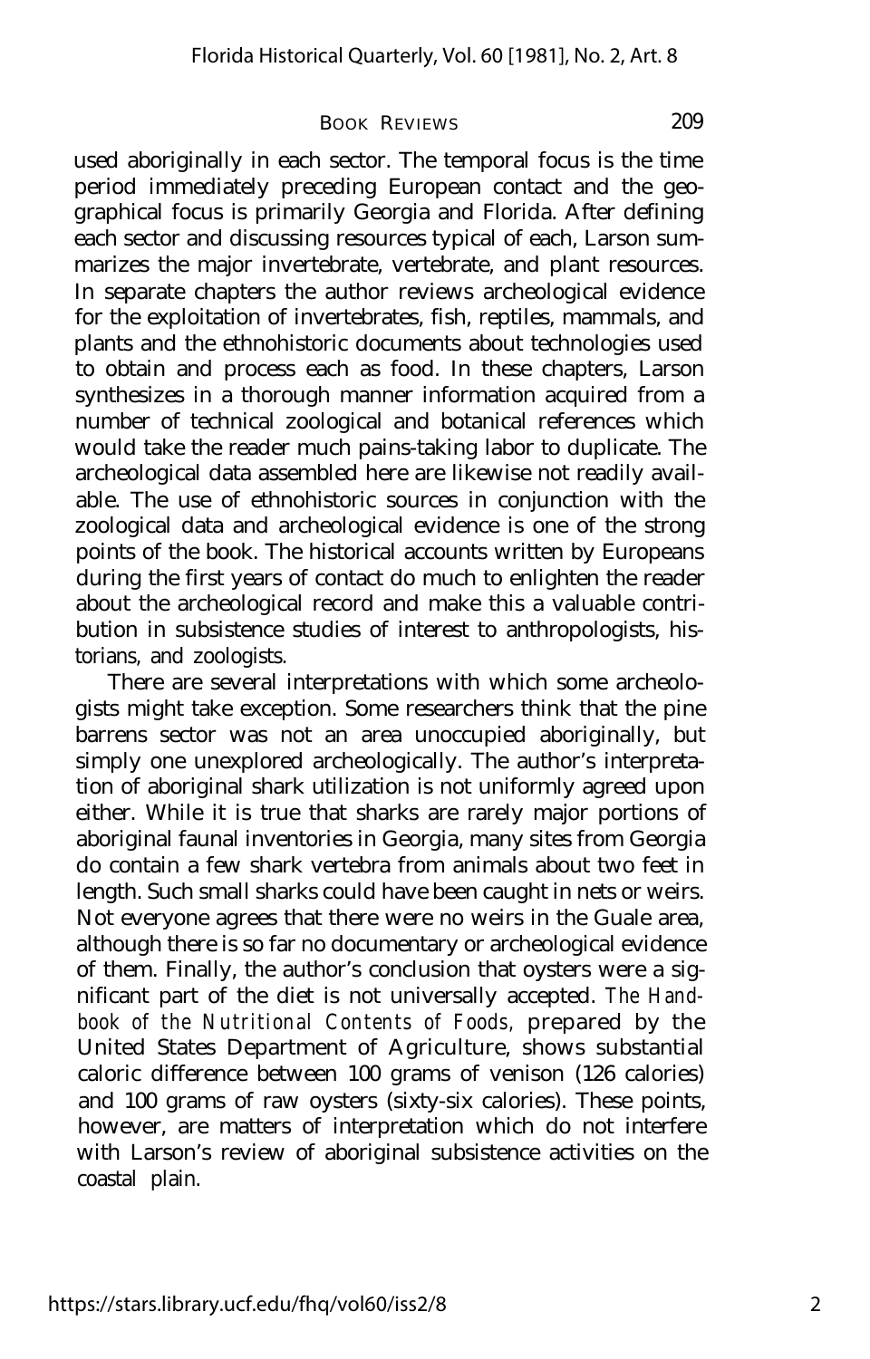used aboriginally in each sector. The temporal focus is the time period immediately preceding European contact and the geographical focus is primarily Georgia and Florida. After defining each sector and discussing resources typical of each, Larson summarizes the major invertebrate, vertebrate, and plant resources. In separate chapters the author reviews archeological evidence for the exploitation of invertebrates, fish, reptiles, mammals, and plants and the ethnohistoric documents about technologies used to obtain and process each as food. In these chapters, Larson synthesizes in a thorough manner information acquired from a number of technical zoological and botanical references which would take the reader much pains-taking labor to duplicate. The archeological data assembled here are likewise not readily available. The use of ethnohistoric sources in conjunction with the zoological data and archeological evidence is one of the strong points of the book. The historical accounts written by Europeans during the first years of contact do much to enlighten the reader about the archeological record and make this a valuable contribution in subsistence studies of interest to anthropologists, historians, and zoologists.

There are several interpretations with which some archeologists might take exception. Some researchers think that the pine barrens sector was not an area unoccupied aboriginally, but simply one unexplored archeologically. The author's interpretation of aboriginal shark utilization is not uniformly agreed upon either. While it is true that sharks are rarely major portions of aboriginal faunal inventories in Georgia, many sites from Georgia do contain a few shark vertebra from animals about two feet in length. Such small sharks could have been caught in nets or weirs. Not everyone agrees that there were no weirs in the Guale area, although there is so far no documentary or archeological evidence of them. Finally, the author's conclusion that oysters were a significant part of the diet is not universally accepted. *The Handbook of the Nutritional Contents of Foods,* prepared by the United States Department of Agriculture, shows substantial caloric difference between 100 grams of venison (126 calories) and 100 grams of raw oysters (sixty-six calories). These points, however, are matters of interpretation which do not interfere with Larson's review of aboriginal subsistence activities on the coastal plain.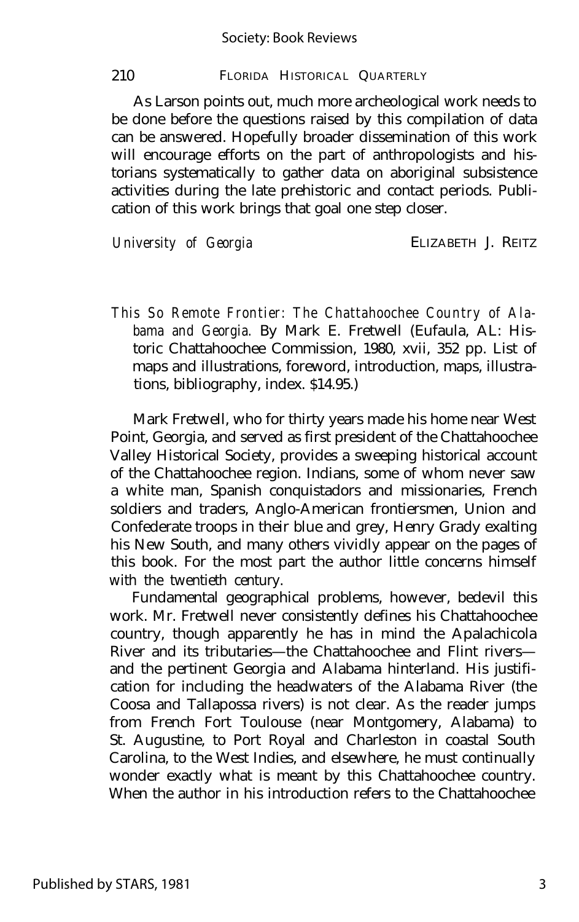As Larson points out, much more archeological work needs to be done before the questions raised by this compilation of data can be answered. Hopefully broader dissemination of this work will encourage efforts on the part of anthropologists and historians systematically to gather data on aboriginal subsistence activities during the late prehistoric and contact periods. Publication of this work brings that goal one step closer.

*University of Georgia* ELIZABETH J. REITZ

*This So Remote Frontier: The Chattahoochee Country of Alabama and Georgia.* By Mark E. Fretwell (Eufaula, AL: Historic Chattahoochee Commission, 1980, xvii, 352 pp. List of maps and illustrations, foreword, introduction, maps, illustrations, bibliography, index. $14.95.)

Mark Fretwell, who for thirty years made his home near West Point, Georgia, and served as first president of the Chattahoochee Valley Historical Society, provides a sweeping historical account of the Chattahoochee region. Indians, some of whom never saw a white man, Spanish conquistadors and missionaries, French soldiers and traders, Anglo-American frontiersmen, Union and Confederate troops in their blue and grey, Henry Grady exalting his New South, and many others vividly appear on the pages of this book. For the most part the author little concerns himself with the twentieth century.

Fundamental geographical problems, however, bedevil this work. Mr. Fretwell never consistently defines his Chattahoochee country, though apparently he has in mind the Apalachicola River and its tributaries—the Chattahoochee and Flint rivers—and the pertinent Georgia and Alabama hinterland. His justification for including the headwaters of the Alabama River (the Coosa and Tallapossa rivers) is not clear. As the reader jumps from French Fort Toulouse (near Montgomery, Alabama) to St. Augustine, to Port Royal and Charleston in coastal South Carolina, to the West Indies, and elsewhere, he must continually wonder exactly what is meant by this Chattahoochee country. When the author in his introduction refers to the Chattahoochee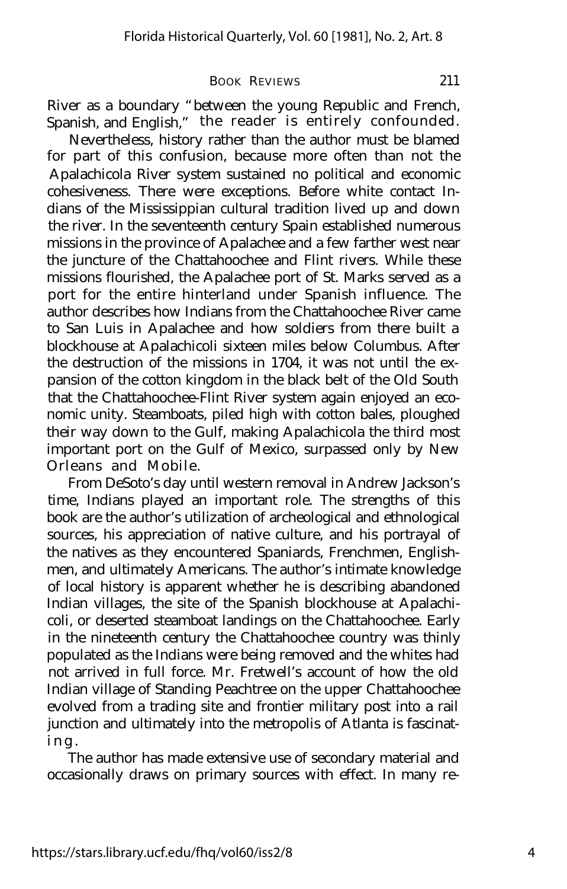River as a boundary "between the young Republic and French, Spanish, and English," the reader is entirely confounded.

Nevertheless, history rather than the author must be blamed for part of this confusion, because more often than not the Apalachicola River system sustained no political and economic cohesiveness. There were exceptions. Before white contact Indians of the Mississippian cultural tradition lived up and down the river. In the seventeenth century Spain established numerous missions in the province of Apalachee and a few farther west near the juncture of the Chattahoochee and Flint rivers. While these missions flourished, the Apalachee port of St. Marks served as a port for the entire hinterland under Spanish influence. The author describes how Indians from the Chattahoochee River came to San Luis in Apalachee and how soldiers from there built a blockhouse at Apalachicoli sixteen miles below Columbus. After the destruction of the missions in 1704, it was not until the expansion of the cotton kingdom in the black belt of the Old South that the Chattahoochee-Flint River system again enjoyed an economic unity. Steamboats, piled high with cotton bales, ploughed their way down to the Gulf, making Apalachicola the third most important port on the Gulf of Mexico, surpassed only by New Orleans and Mobile.

From DeSoto's day until western removal in Andrew Jackson's time, Indians played an important role. The strengths of this book are the author's utilization of archeological and ethnological sources, his appreciation of native culture, and his portrayal of the natives as they encountered Spaniards, Frenchmen, Englishmen, and ultimately Americans. The author's intimate knowledge of local history is apparent whether he is describing abandoned Indian villages, the site of the Spanish blockhouse at Apalachicoli, or deserted steamboat landings on the Chattahoochee. Early in the nineteenth century the Chattahoochee country was thinly populated as the Indians were being removed and the whites had not arrived in full force. Mr. Fretwell's account of how the old Indian village of Standing Peachtree on the upper Chattahoochee evolved from a trading site and frontier military post into a rail junction and ultimately into the metropolis of Atlanta is fascinating.

The author has made extensive use of secondary material and occasionally draws on primary sources with effect. In many re-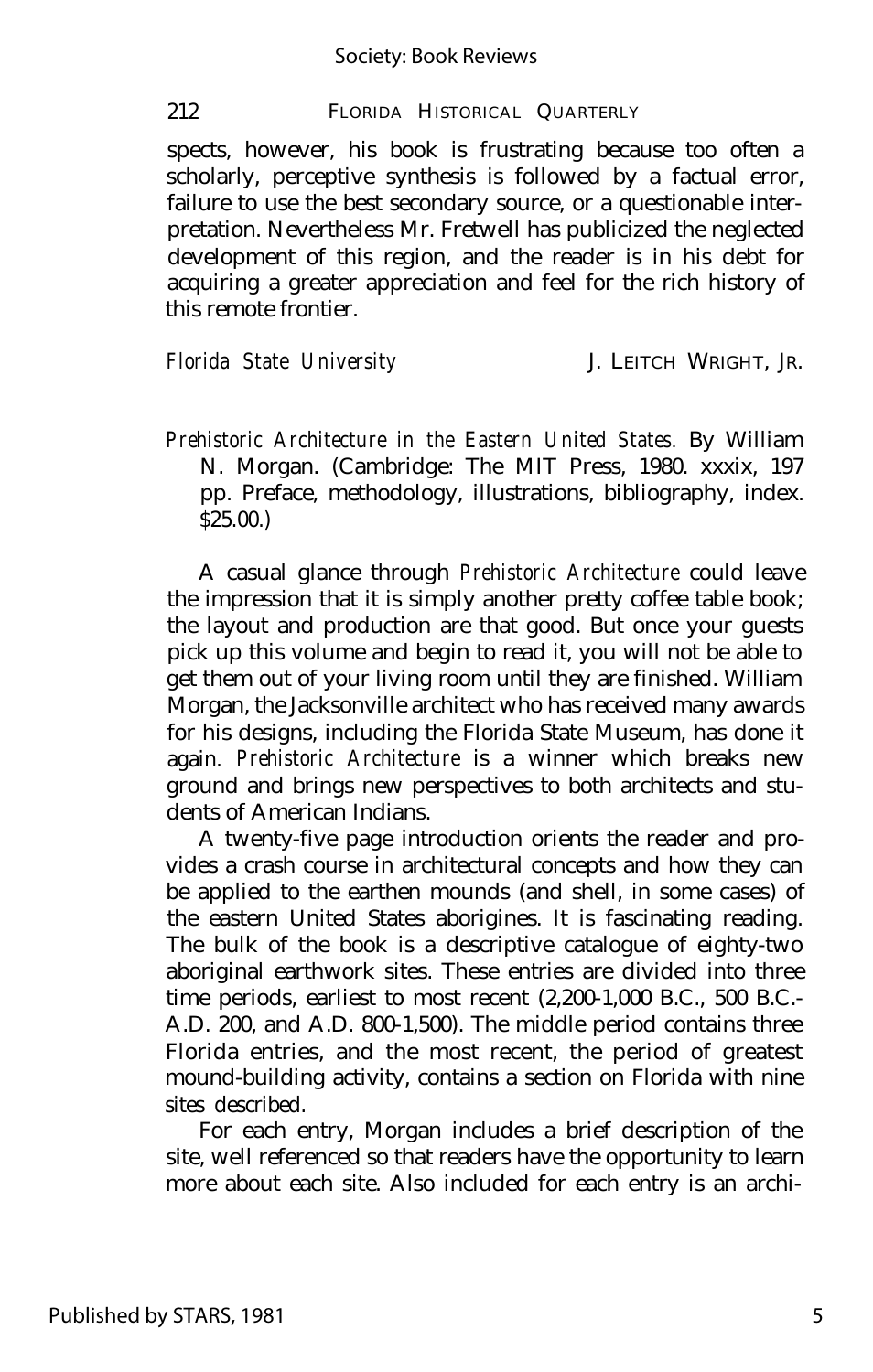spects, however, his book is frustrating because too often a scholarly, perceptive synthesis is followed by a factual error, failure to use the best secondary source, or a questionable interpretation. Nevertheless Mr. Fretwell has publicized the neglected development of this region, and the reader is in his debt for acquiring a greater appreciation and feel for the rich history of this remote frontier.

*Florida State University* J. LEITCH WRIGHT, JR.

*Prehistoric Architecture in the Eastern United States.* By William N. Morgan. (Cambridge: The MIT Press, 1980. xxxix, 197 pp. Preface, methodology, illustrations, bibliography, index. $25.00.)

A casual glance through *Prehistoric Architecture* could leave the impression that it is simply another pretty coffee table book; the layout and production are that good. But once your guests pick up this volume and begin to read it, you will not be able to get them out of your living room until they are finished. William Morgan, the Jacksonville architect who has received many awards for his designs, including the Florida State Museum, has done it again. *Prehistoric Architecture* is a winner which breaks new ground and brings new perspectives to both architects and students of American Indians.

A twenty-five page introduction orients the reader and provides a crash course in architectural concepts and how they can be applied to the earthen mounds (and shell, in some cases) of the eastern United States aborigines. It is fascinating reading. The bulk of the book is a descriptive catalogue of eighty-two aboriginal earthwork sites. These entries are divided into three time periods, earliest to most recent (2,200-1,000 B.C., 500 B.C.-A.D. 200, and A.D. 800-1,500). The middle period contains three Florida entries, and the most recent, the period of greatest mound-building activity, contains a section on Florida with nine sites described.

For each entry, Morgan includes a brief description of the site, well referenced so that readers have the opportunity to learn more about each site. Also included for each entry is an archi-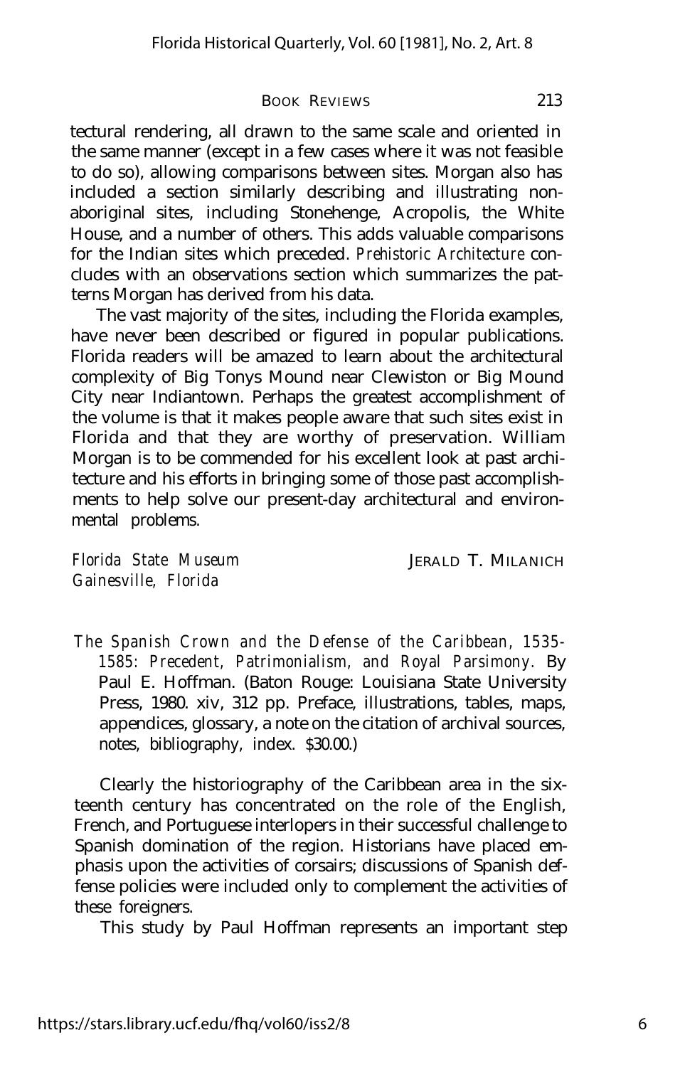tectural rendering, all drawn to the same scale and oriented in the same manner (except in a few cases where it was not feasible to do so), allowing comparisons between sites. Morgan also has included a section similarly describing and illustrating nonaboriginal sites, including Stonehenge, Acropolis, the White House, and a number of others. This adds valuable comparisons for the Indian sites which preceded. *Prehistoric Architecture* concludes with an observations section which summarizes the patterns Morgan has derived from his data.

The vast majority of the sites, including the Florida examples, have never been described or figured in popular publications. Florida readers will be amazed to learn about the architectural complexity of Big Tonys Mound near Clewiston or Big Mound City near Indiantown. Perhaps the greatest accomplishment of the volume is that it makes people aware that such sites exist in Florida and that they are worthy of preservation. William Morgan is to be commended for his excellent look at past architecture and his efforts in bringing some of those past accomplishments to help solve our present-day architectural and environmental problems.

*Florida State Museum*
*Gainesville, Florida*

JERALD T. MILANICH

*The Spanish Crown and the Defense of the Caribbean, 1535-1585: Precedent, Patrimonialism, and Royal Parsimony.* By Paul E. Hoffman. (Baton Rouge: Louisiana State University Press, 1980. xiv, 312 pp. Preface, illustrations, tables, maps, appendices, glossary, a note on the citation of archival sources, notes, bibliography, index. $30.00.)

Clearly the historiography of the Caribbean area in the sixteenth century has concentrated on the role of the English, French, and Portuguese interlopers in their successful challenge to Spanish domination of the region. Historians have placed emphasis upon the activities of corsairs; discussions of Spanish deffense policies were included only to complement the activities of these foreigners.

This study by Paul Hoffman represents an important step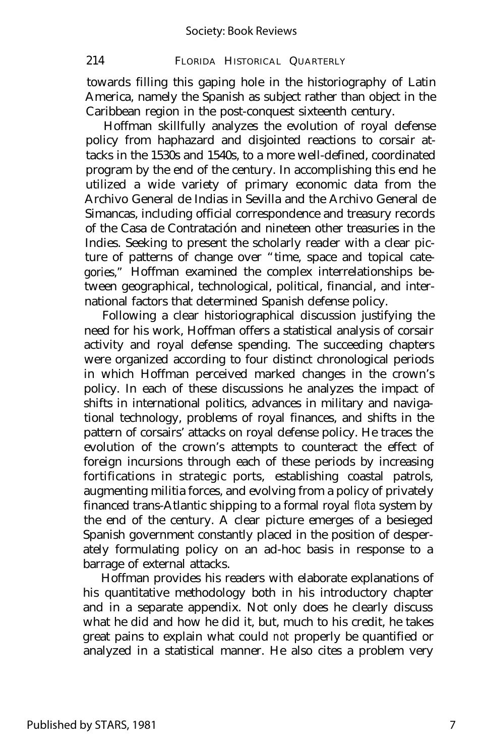towards filling this gaping hole in the historiography of Latin America, namely the Spanish as subject rather than object in the Caribbean region in the post-conquest sixteenth century.

Hoffman skillfully analyzes the evolution of royal defense policy from haphazard and disjointed reactions to corsair attacks in the 1530s and 1540s, to a more well-defined, coordinated program by the end of the century. In accomplishing this end he utilized a wide variety of primary economic data from the Archivo General de Indias in Sevilla and the Archivo General de Simancas, including official correspondence and treasury records of the Casa de Contratación and nineteen other treasuries in the Indies. Seeking to present the scholarly reader with a clear picture of patterns of change over "time, space and topical categories," Hoffman examined the complex interrelationships between geographical, technological, political, financial, and international factors that determined Spanish defense policy.

Following a clear historiographical discussion justifying the need for his work, Hoffman offers a statistical analysis of corsair activity and royal defense spending. The succeeding chapters were organized according to four distinct chronological periods in which Hoffman perceived marked changes in the crown's policy. In each of these discussions he analyzes the impact of shifts in international politics, advances in military and navigational technology, problems of royal finances, and shifts in the pattern of corsairs' attacks on royal defense policy. He traces the evolution of the crown's attempts to counteract the effect of foreign incursions through each of these periods by increasing fortifications in strategic ports, establishing coastal patrols, augmenting militia forces, and evolving from a policy of privately financed trans-Atlantic shipping to a formal royal *flota* system by the end of the century. A clear picture emerges of a besieged Spanish government constantly placed in the position of desperately formulating policy on an ad-hoc basis in response to a barrage of external attacks.

Hoffman provides his readers with elaborate explanations of his quantitative methodology both in his introductory chapter and in a separate appendix. Not only does he clearly discuss what he did and how he did it, but, much to his credit, he takes great pains to explain what could *not* properly be quantified or analyzed in a statistical manner. He also cites a problem very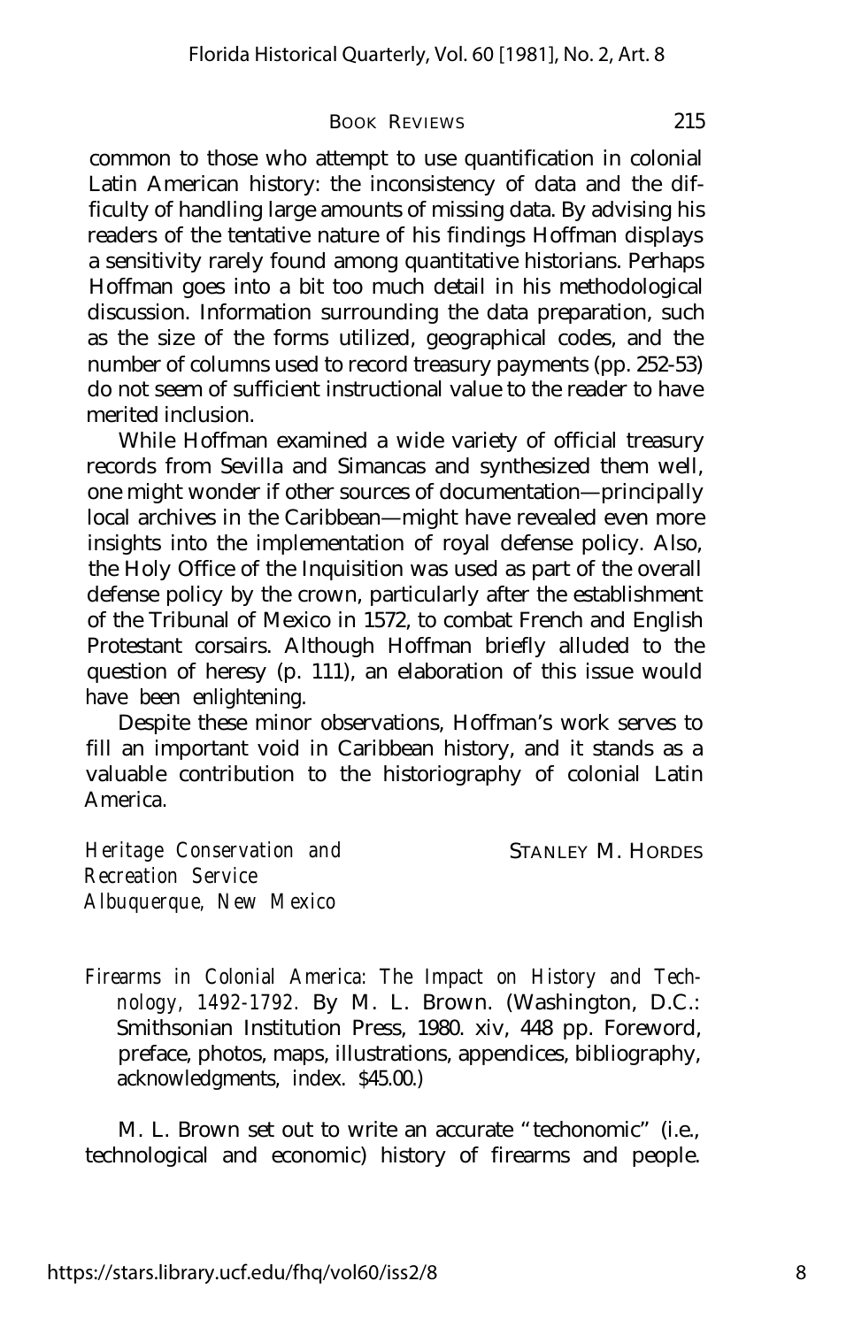common to those who attempt to use quantification in colonial Latin American history: the inconsistency of data and the difficulty of handling large amounts of missing data. By advising his readers of the tentative nature of his findings Hoffman displays a sensitivity rarely found among quantitative historians. Perhaps Hoffman goes into a bit too much detail in his methodological discussion. Information surrounding the data preparation, such as the size of the forms utilized, geographical codes, and the number of columns used to record treasury payments (pp. 252-53) do not seem of sufficient instructional value to the reader to have merited inclusion.

While Hoffman examined a wide variety of official treasury records from Sevilla and Simancas and synthesized them well, one might wonder if other sources of documentation—principally local archives in the Caribbean—might have revealed even more insights into the implementation of royal defense policy. Also, the Holy Office of the Inquisition was used as part of the overall defense policy by the crown, particularly after the establishment of the Tribunal of Mexico in 1572, to combat French and English Protestant corsairs. Although Hoffman briefly alluded to the question of heresy (p. 111), an elaboration of this issue would have been enlightening.

Despite these minor observations, Hoffman's work serves to fill an important void in Caribbean history, and it stands as a valuable contribution to the historiography of colonial Latin America.

*Heritage Conservation and Recreation Service*
*Albuquerque, New Mexico*

STANLEY M. HORDES

*Firearms in Colonial America: The Impact on History and Technology, 1492-1792.* By M. L. Brown. (Washington, D.C.: Smithsonian Institution Press, 1980. xiv, 448 pp. Foreword, preface, photos, maps, illustrations, appendices, bibliography, acknowledgments, index. $45.00.)

M. L. Brown set out to write an accurate "techonomic" (i.e., technological and economic) history of firearms and people.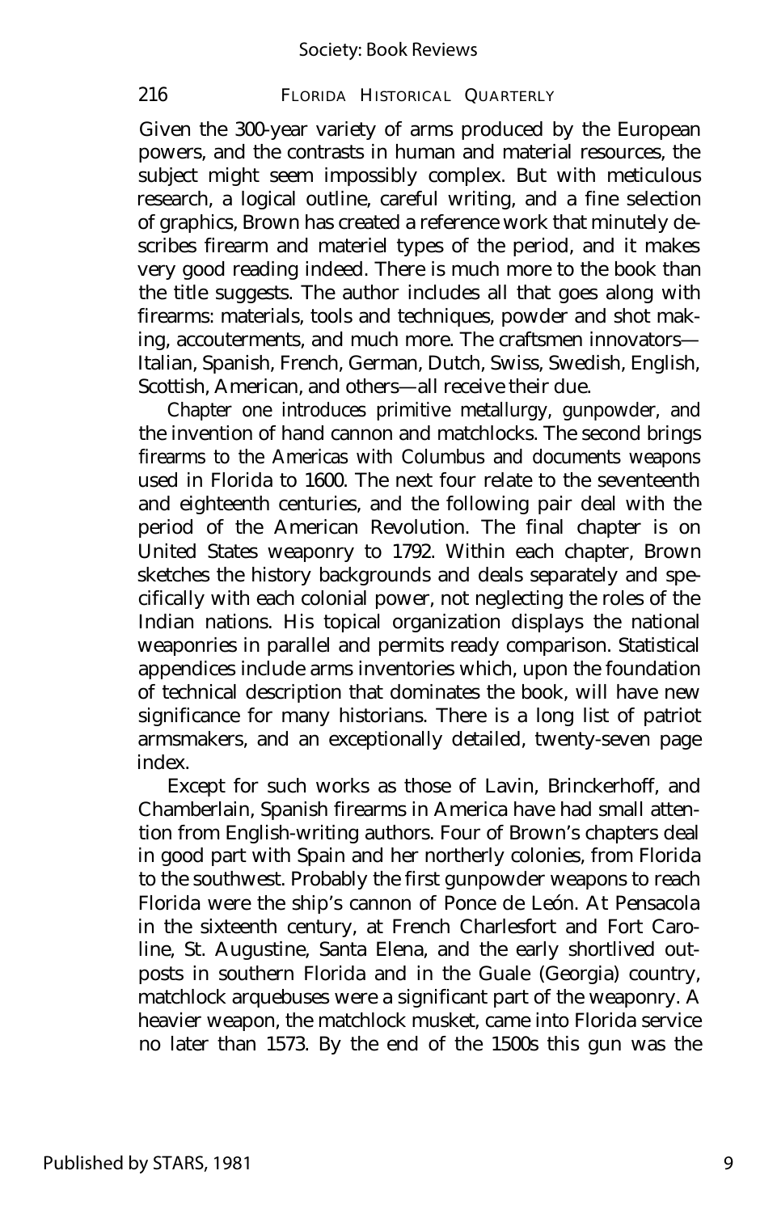Given the 300-year variety of arms produced by the European powers, and the contrasts in human and material resources, the subject might seem impossibly complex. But with meticulous research, a logical outline, careful writing, and a fine selection of graphics, Brown has created a reference work that minutely describes firearm and materiel types of the period, and it makes very good reading indeed. There is much more to the book than the title suggests. The author includes all that goes along with firearms: materials, tools and techniques, powder and shot making, accouterments, and much more. The craftsmen innovators— Italian, Spanish, French, German, Dutch, Swiss, Swedish, English, Scottish, American, and others—all receive their due.

Chapter one introduces primitive metallurgy, gunpowder, and the invention of hand cannon and matchlocks. The second brings firearms to the Americas with Columbus and documents weapons used in Florida to 1600. The next four relate to the seventeenth and eighteenth centuries, and the following pair deal with the period of the American Revolution. The final chapter is on United States weaponry to 1792. Within each chapter, Brown sketches the history backgrounds and deals separately and specifically with each colonial power, not neglecting the roles of the Indian nations. His topical organization displays the national weaponries in parallel and permits ready comparison. Statistical appendices include arms inventories which, upon the foundation of technical description that dominates the book, will have new significance for many historians. There is a long list of patriot armsmakers, and an exceptionally detailed, twenty-seven page index.

Except for such works as those of Lavin, Brinckerhoff, and Chamberlain, Spanish firearms in America have had small attention from English-writing authors. Four of Brown's chapters deal in good part with Spain and her northerly colonies, from Florida to the southwest. Probably the first gunpowder weapons to reach Florida were the ship's cannon of Ponce de León. At Pensacola in the sixteenth century, at French Charlesfort and Fort Caroline, St. Augustine, Santa Elena, and the early shortlived outposts in southern Florida and in the Guale (Georgia) country, matchlock arquebuses were a significant part of the weaponry. A heavier weapon, the matchlock musket, came into Florida service no later than 1573. By the end of the 1500s this gun was the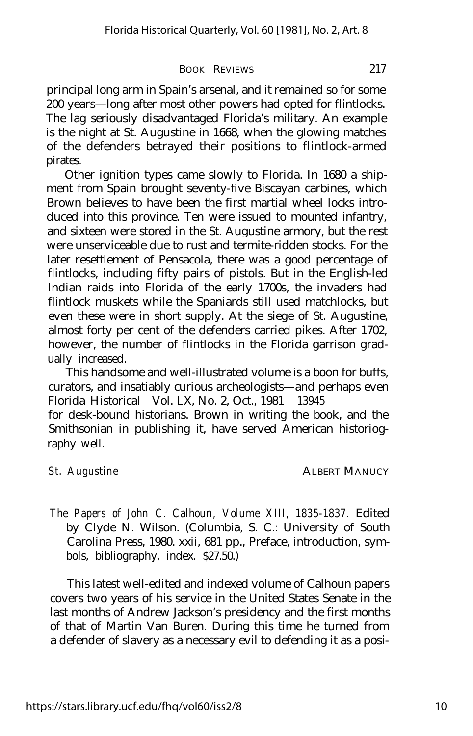principal long arm in Spain's arsenal, and it remained so for some 200 years—long after most other powers had opted for flintlocks. The lag seriously disadvantaged Florida's military. An example is the night at St. Augustine in 1668, when the glowing matches of the defenders betrayed their positions to flintlock-armed pirates.

Other ignition types came slowly to Florida. In 1680 a shipment from Spain brought seventy-five Biscayan carbines, which Brown believes to have been the first martial wheel locks introduced into this province. Ten were issued to mounted infantry, and sixteen were stored in the St. Augustine armory, but the rest were unserviceable due to rust and termite-ridden stocks. For the later resettlement of Pensacola, there was a good percentage of flintlocks, including fifty pairs of pistols. But in the English-led Indian raids into Florida of the early 1700s, the invaders had flintlock muskets while the Spaniards still used matchlocks, but even these were in short supply. At the siege of St. Augustine, almost forty per cent of the defenders carried pikes. After 1702, however, the number of flintlocks in the Florida garrison gradually increased.

This handsome and well-illustrated volume is a boon for buffs, curators, and insatiably curious archeologists—and perhaps even for desk-bound historians. Brown in writing the book, and the Smithsonian in publishing it, have served American historiography well.

*St. Augustine* ALBERT MANUCY

*The Papers of John C. Calhoun, Volume XIII, 1835-1837.* Edited by Clyde N. Wilson. (Columbia, S. C.: University of South Carolina Press, 1980. xxii, 681 pp., Preface, introduction, symbols, bibliography, index. $27.50.)

This latest well-edited and indexed volume of Calhoun papers covers two years of his service in the United States Senate in the last months of Andrew Jackson's presidency and the first months of that of Martin Van Buren. During this time he turned from a defender of slavery as a necessary evil to defending it as a posi-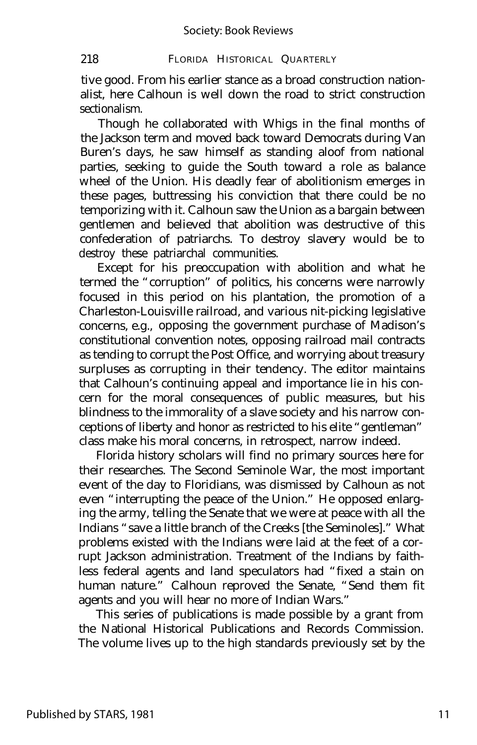tive good. From his earlier stance as a broad construction nationalist, here Calhoun is well down the road to strict construction sectionalism.

Though he collaborated with Whigs in the final months of the Jackson term and moved back toward Democrats during Van Buren's days, he saw himself as standing aloof from national parties, seeking to guide the South toward a role as balance wheel of the Union. His deadly fear of abolitionism emerges in these pages, buttressing his conviction that there could be no temporizing with it. Calhoun saw the Union as a bargain between gentlemen and believed that abolition was destructive of this confederation of patriarchs. To destroy slavery would be to destroy these patriarchal communities.

Except for his preoccupation with abolition and what he termed the "corruption" of politics, his concerns were narrowly focused in this period on his plantation, the promotion of a Charleston-Louisville railroad, and various nit-picking legislative concerns, e.g., opposing the government purchase of Madison's constitutional convention notes, opposing railroad mail contracts as tending to corrupt the Post Office, and worrying about treasury surpluses as corrupting in their tendency. The editor maintains that Calhoun's continuing appeal and importance lie in his concern for the moral consequences of public measures, but his blindness to the immorality of a slave society and his narrow conceptions of liberty and honor as restricted to his elite "gentleman" class make his moral concerns, in retrospect, narrow indeed.

Florida history scholars will find no primary sources here for their researches. The Second Seminole War, the most important event of the day to Floridians, was dismissed by Calhoun as not even "interrupting the peace of the Union." He opposed enlarging the army, telling the Senate that we were at peace with all the Indians "save a little branch of the Creeks [the Seminoles]." What problems existed with the Indians were laid at the feet of a corrupt Jackson administration. Treatment of the Indians by faithless federal agents and land speculators had "fixed a stain on human nature." Calhoun reproved the Senate, "Send them fit agents and you will hear no more of Indian Wars."

This series of publications is made possible by a grant from the National Historical Publications and Records Commission. The volume lives up to the high standards previously set by the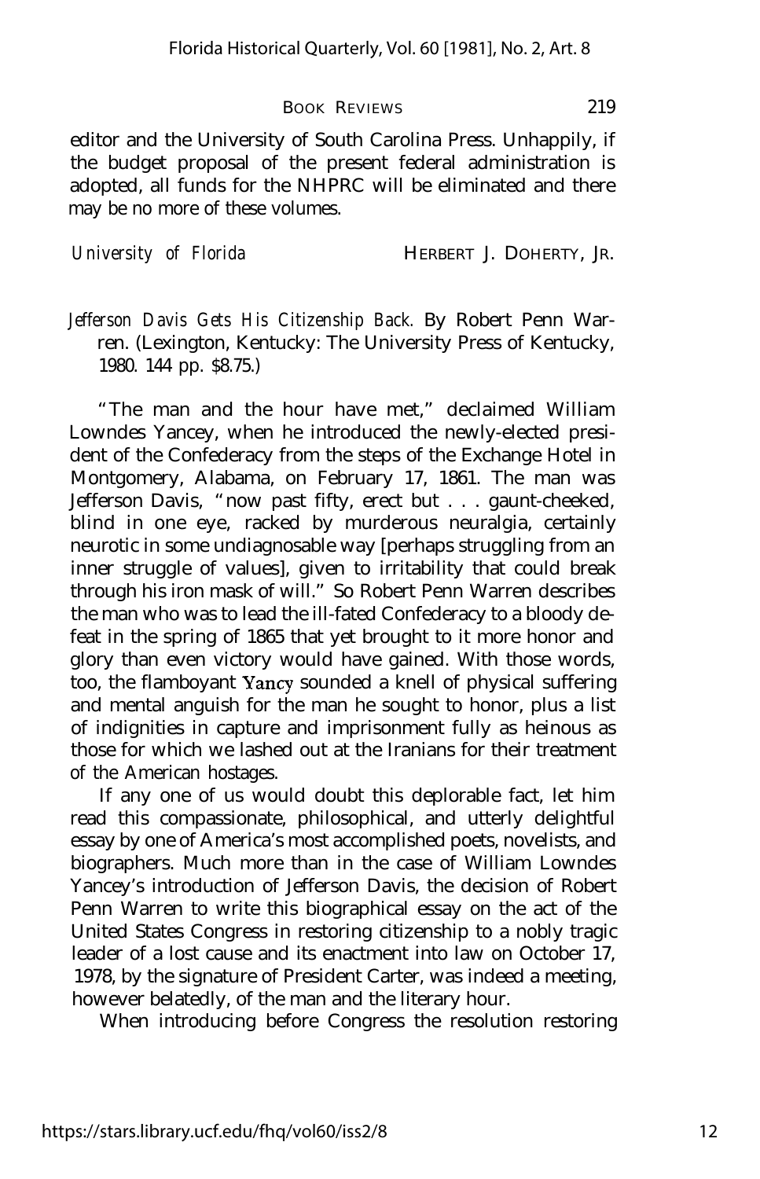editor and the University of South Carolina Press. Unhappily, if the budget proposal of the present federal administration is adopted, all funds for the NHPRC will be eliminated and there may be no more of these volumes.

*University of Florida* HERBERT J. DOHERTY, JR.

*Jefferson Davis Gets His Citizenship Back.* By Robert Penn Warren. (Lexington, Kentucky: The University Press of Kentucky, 1980. 144 pp. $8.75.)

"The man and the hour have met," declaimed William Lowndes Yancey, when he introduced the newly-elected president of the Confederacy from the steps of the Exchange Hotel in Montgomery, Alabama, on February 17, 1861. The man was Jefferson Davis, "now past fifty, erect but . . . gaunt-cheeked, blind in one eye, racked by murderous neuralgia, certainly neurotic in some undiagnosable way [perhaps struggling from an inner struggle of values], given to irritability that could break through his iron mask of will." So Robert Penn Warren describes the man who was to lead the ill-fated Confederacy to a bloody defeat in the spring of 1865 that yet brought to it more honor and glory than even victory would have gained. With those words, too, the flamboyant Yancy sounded a knell of physical suffering and mental anguish for the man he sought to honor, plus a list of indignities in capture and imprisonment fully as heinous as those for which we lashed out at the Iranians for their treatment of the American hostages.

If any one of us would doubt this deplorable fact, let him read this compassionate, philosophical, and utterly delightful essay by one of America's most accomplished poets, novelists, and biographers. Much more than in the case of William Lowndes Yancey's introduction of Jefferson Davis, the decision of Robert Penn Warren to write this biographical essay on the act of the United States Congress in restoring citizenship to a nobly tragic leader of a lost cause and its enactment into law on October 17, 1978, by the signature of President Carter, was indeed a meeting, however belatedly, of the man and the literary hour.

When introducing before Congress the resolution restoring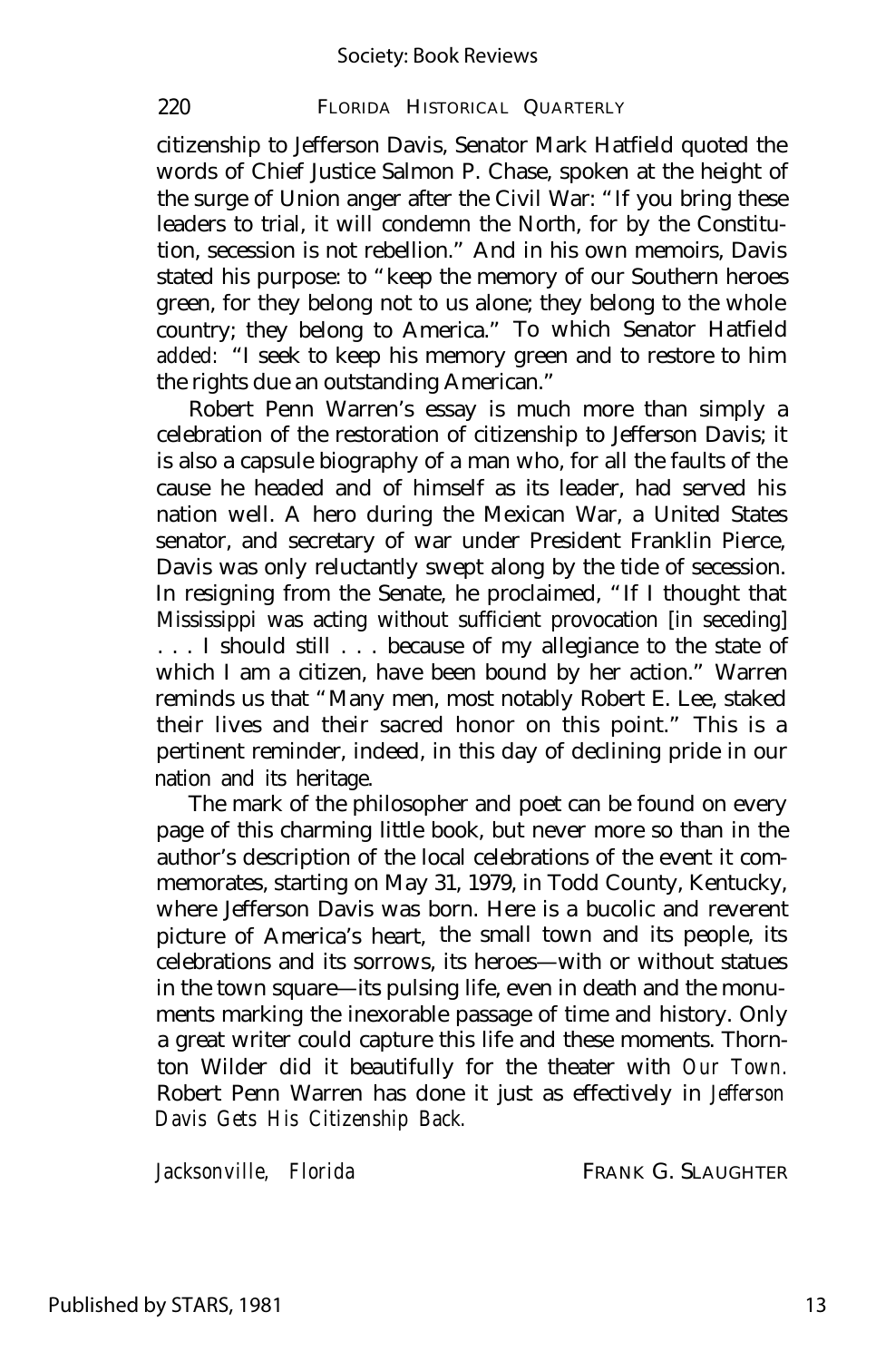citizenship to Jefferson Davis, Senator Mark Hatfield quoted the words of Chief Justice Salmon P. Chase, spoken at the height of the surge of Union anger after the Civil War: "If you bring these leaders to trial, it will condemn the North, for by the Constitution, secession is not rebellion." And in his own memoirs, Davis stated his purpose: to "keep the memory of our Southern heroes green, for they belong not to us alone; they belong to the whole country; they belong to America." To which Senator Hatfield added: "I seek to keep his memory green and to restore to him the rights due an outstanding American."

Robert Penn Warren's essay is much more than simply a celebration of the restoration of citizenship to Jefferson Davis; it is also a capsule biography of a man who, for all the faults of the cause he headed and of himself as its leader, had served his nation well. A hero during the Mexican War, a United States senator, and secretary of war under President Franklin Pierce, Davis was only reluctantly swept along by the tide of secession. In resigning from the Senate, he proclaimed, "If I thought that Mississippi was acting without sufficient provocation [in seceding] . . . I should still . . . because of my allegiance to the state of which I am a citizen, have been bound by her action." Warren reminds us that "Many men, most notably Robert E. Lee, staked their lives and their sacred honor on this point." This is a pertinent reminder, indeed, in this day of declining pride in our nation and its heritage.

The mark of the philosopher and poet can be found on every page of this charming little book, but never more so than in the author's description of the local celebrations of the event it commemorates, starting on May 31, 1979, in Todd County, Kentucky, where Jefferson Davis was born. Here is a bucolic and reverent picture of America's heart, the small town and its people, its celebrations and its sorrows, its heroes—with or without statues in the town square—its pulsing life, even in death and the monuments marking the inexorable passage of time and history. Only a great writer could capture this life and these moments. Thornton Wilder did it beautifully for the theater with *Our Town.* Robert Penn Warren has done it just as effectively in *Jefferson Davis Gets His Citizenship Back.*

*Jacksonville, Florida* FRANK G. SLAUGHTER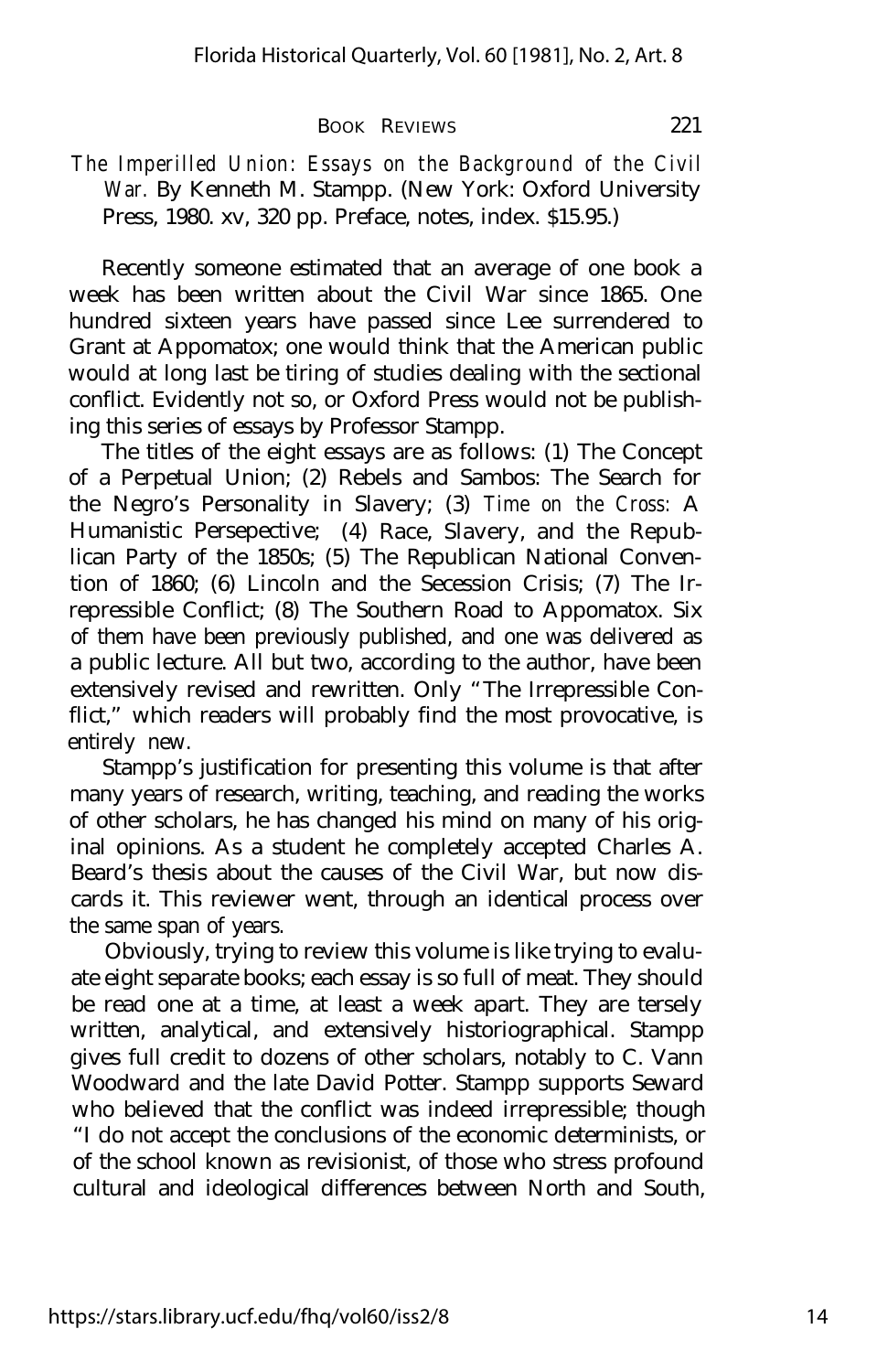*The Imperilled Union: Essays on the Background of the Civil War.* By Kenneth M. Stampp. (New York: Oxford University Press, 1980. xv, 320 pp. Preface, notes, index. $15.95.)

Recently someone estimated that an average of one book a week has been written about the Civil War since 1865. One hundred sixteen years have passed since Lee surrendered to Grant at Appomatox; one would think that the American public would at long last be tiring of studies dealing with the sectional conflict. Evidently not so, or Oxford Press would not be publishing this series of essays by Professor Stampp.

The titles of the eight essays are as follows: (1) The Concept of a Perpetual Union; (2) Rebels and Sambos: The Search for the Negro's Personality in Slavery; (3) *Time on the Cross:* A Humanistic Persepective; (4) Race, Slavery, and the Republican Party of the 1850s; (5) The Republican National Convention of 1860; (6) Lincoln and the Secession Crisis; (7) The Irrepressible Conflict; (8) The Southern Road to Appomatox. Six of them have been previously published, and one was delivered as a public lecture. All but two, according to the author, have been extensively revised and rewritten. Only "The Irrepressible Conflict," which readers will probably find the most provocative, is entirely new.

Stampp's justification for presenting this volume is that after many years of research, writing, teaching, and reading the works of other scholars, he has changed his mind on many of his original opinions. As a student he completely accepted Charles A. Beard's thesis about the causes of the Civil War, but now discards it. This reviewer went, through an identical process over the same span of years.

Obviously, trying to review this volume is like trying to evaluate eight separate books; each essay is so full of meat. They should be read one at a time, at least a week apart. They are tersely written, analytical, and extensively historiographical. Stampp gives full credit to dozens of other scholars, notably to C. Vann Woodward and the late David Potter. Stampp supports Seward who believed that the conflict was indeed irrepressible; though "I do not accept the conclusions of the economic determinists, or of the school known as revisionist, of those who stress profound cultural and ideological differences between North and South,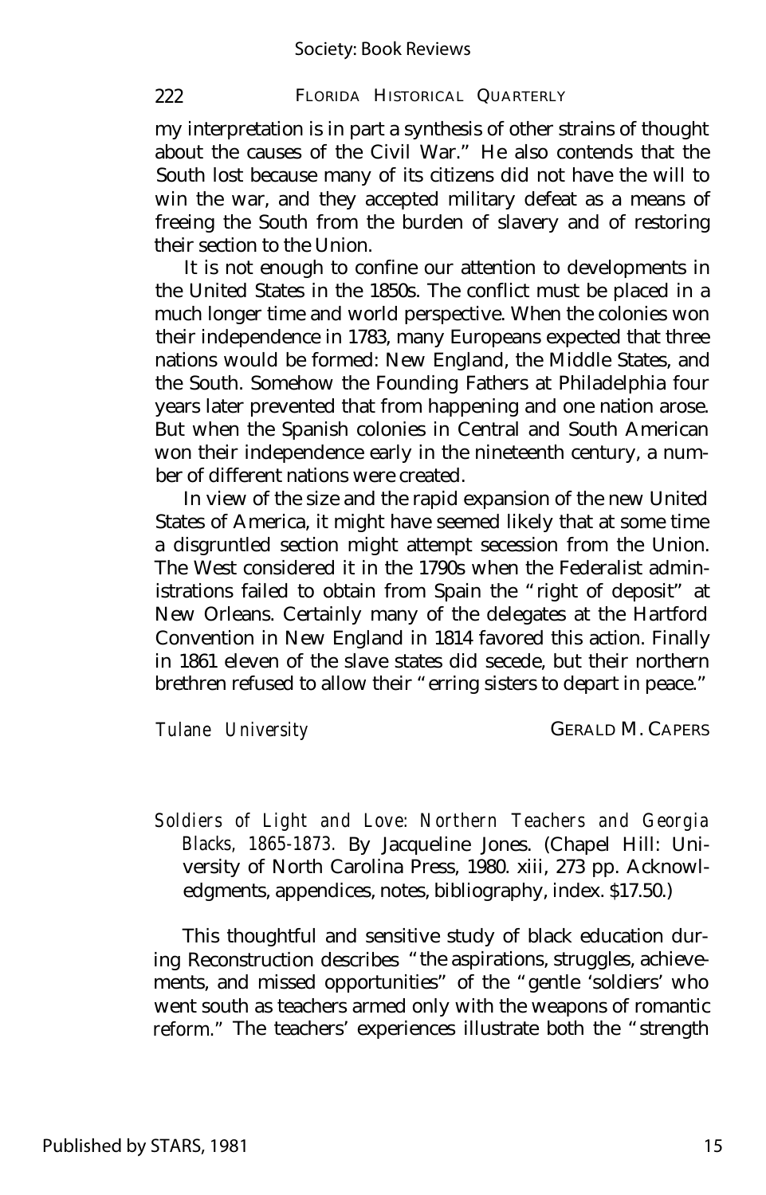my interpretation is in part a synthesis of other strains of thought about the causes of the Civil War." He also contends that the South lost because many of its citizens did not have the will to win the war, and they accepted military defeat as a means of freeing the South from the burden of slavery and of restoring their section to the Union.

It is not enough to confine our attention to developments in the United States in the 1850s. The conflict must be placed in a much longer time and world perspective. When the colonies won their independence in 1783, many Europeans expected that three nations would be formed: New England, the Middle States, and the South. Somehow the Founding Fathers at Philadelphia four years later prevented that from happening and one nation arose. But when the Spanish colonies in Central and South American won their independence early in the nineteenth century, a number of different nations were created.

In view of the size and the rapid expansion of the new United States of America, it might have seemed likely that at some time a disgruntled section might attempt secession from the Union. The West considered it in the 1790s when the Federalist administrations failed to obtain from Spain the "right of deposit" at New Orleans. Certainly many of the delegates at the Hartford Convention in New England in 1814 favored this action. Finally in 1861 eleven of the slave states did secede, but their northern brethren refused to allow their "erring sisters to depart in peace."

*Tulane University* — GERALD M. CAPERS

*Soldiers of Light and Love: Northern Teachers and Georgia Blacks, 1865-1873.* By Jacqueline Jones. (Chapel Hill: University of North Carolina Press, 1980. xiii, 273 pp. Acknowledgments, appendices, notes, bibliography, index. $17.50.)

This thoughtful and sensitive study of black education during Reconstruction describes "the aspirations, struggles, achievements, and missed opportunities" of the "gentle 'soldiers' who went south as teachers armed only with the weapons of romantic reform." The teachers' experiences illustrate both the "strength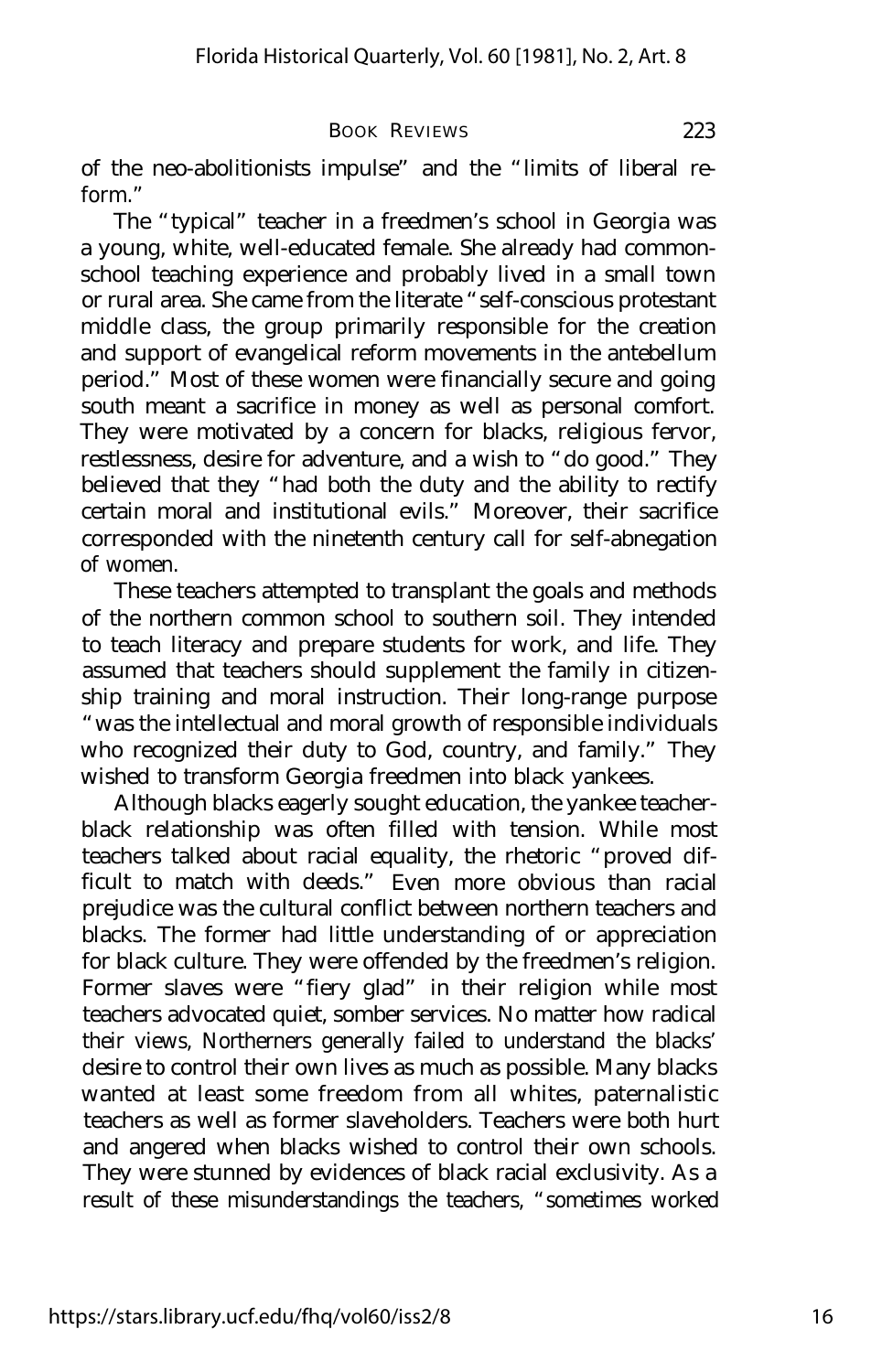of the neo-abolitionists impulse" and the "limits of liberal reform."

The "typical" teacher in a freedmen's school in Georgia was a young, white, well-educated female. She already had common-school teaching experience and probably lived in a small town or rural area. She came from the literate "self-conscious protestant middle class, the group primarily responsible for the creation and support of evangelical reform movements in the antebellum period." Most of these women were financially secure and going south meant a sacrifice in money as well as personal comfort. They were motivated by a concern for blacks, religious fervor, restlessness, desire for adventure, and a wish to "do good." They believed that they "had both the duty and the ability to rectify certain moral and institutional evils." Moreover, their sacrifice corresponded with the ninetenth century call for self-abnegation of women.

These teachers attempted to transplant the goals and methods of the northern common school to southern soil. They intended to teach literacy and prepare students for work, and life. They assumed that teachers should supplement the family in citizenship training and moral instruction. Their long-range purpose "was the intellectual and moral growth of responsible individuals who recognized their duty to God, country, and family." They wished to transform Georgia freedmen into black yankees.

Although blacks eagerly sought education, the yankee teacher-black relationship was often filled with tension. While most teachers talked about racial equality, the rhetoric "proved difficult to match with deeds." Even more obvious than racial prejudice was the cultural conflict between northern teachers and blacks. The former had little understanding of or appreciation for black culture. They were offended by the freedmen's religion. Former slaves were "fiery glad" in their religion while most teachers advocated quiet, somber services. No matter how radical their views, Northerners generally failed to understand the blacks' desire to control their own lives as much as possible. Many blacks wanted at least some freedom from all whites, paternalistic teachers as well as former slaveholders. Teachers were both hurt and angered when blacks wished to control their own schools. They were stunned by evidences of black racial exclusivity. As a result of these misunderstandings the teachers, "sometimes worked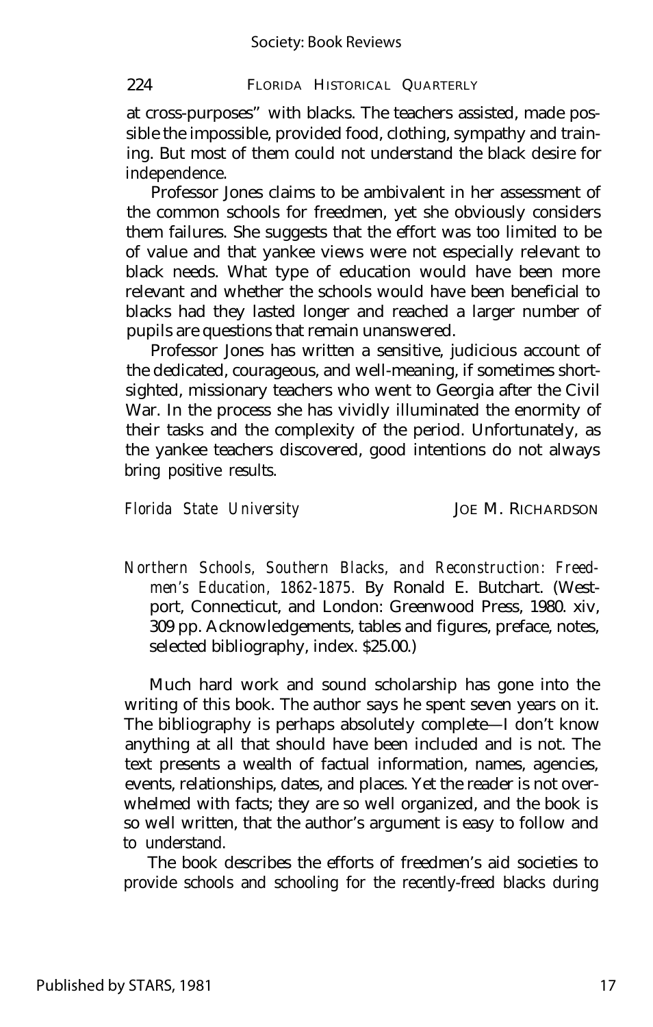at cross-purposes" with blacks. The teachers assisted, made possible the impossible, provided food, clothing, sympathy and training. But most of them could not understand the black desire for independence.

Professor Jones claims to be ambivalent in her assessment of the common schools for freedmen, yet she obviously considers them failures. She suggests that the effort was too limited to be of value and that yankee views were not especially relevant to black needs. What type of education would have been more relevant and whether the schools would have been beneficial to blacks had they lasted longer and reached a larger number of pupils are questions that remain unanswered.

Professor Jones has written a sensitive, judicious account of the dedicated, courageous, and well-meaning, if sometimes shortsighted, missionary teachers who went to Georgia after the Civil War. In the process she has vividly illuminated the enormity of their tasks and the complexity of the period. Unfortunately, as the yankee teachers discovered, good intentions do not always bring positive results.

*Florida State University* JOE M. RICHARDSON

*Northern Schools, Southern Blacks, and Reconstruction: Freedmen's Education, 1862-1875.* By Ronald E. Butchart. (Westport, Connecticut, and London: Greenwood Press, 1980. xiv, 309 pp. Acknowledgements, tables and figures, preface, notes, selected bibliography, index. $25.00.)

Much hard work and sound scholarship has gone into the writing of this book. The author says he spent seven years on it. The bibliography is perhaps absolutely complete—I don't know anything at all that should have been included and is not. The text presents a wealth of factual information, names, agencies, events, relationships, dates, and places. Yet the reader is not overwhelmed with facts; they are so well organized, and the book is so well written, that the author's argument is easy to follow and to understand.

The book describes the efforts of freedmen's aid societies to provide schools and schooling for the recently-freed blacks during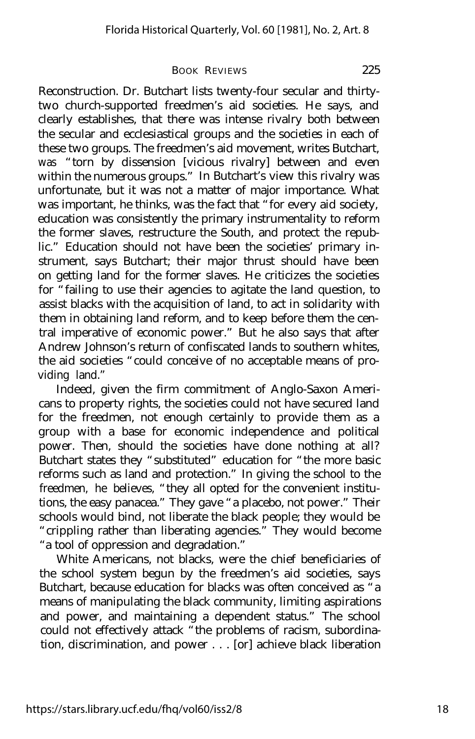Reconstruction. Dr. Butchart lists twenty-four secular and thirty-two church-supported freedmen's aid societies. He says, and clearly establishes, that there was intense rivalry both between the secular and ecclesiastical groups and the societies in each of these two groups. The freedmen's aid movement, writes Butchart, was "torn by dissension [vicious rivalry] between and even within the numerous groups." In Butchart's view this rivalry was unfortunate, but it was not a matter of major importance. What was important, he thinks, was the fact that "for every aid society, education was consistently the primary instrumentality to reform the former slaves, restructure the South, and protect the republic." Education should not have been the societies' primary instrument, says Butchart; their major thrust should have been on getting land for the former slaves. He criticizes the societies for "failing to use their agencies to agitate the land question, to assist blacks with the acquisition of land, to act in solidarity with them in obtaining land reform, and to keep before them the central imperative of economic power." But he also says that after Andrew Johnson's return of confiscated lands to southern whites, the aid societies "could conceive of no acceptable means of providing land."

Indeed, given the firm commitment of Anglo-Saxon Americans to property rights, the societies could not have secured land for the freedmen, not enough certainly to provide them as a group with a base for economic independence and political power. Then, should the societies have done nothing at all? Butchart states they "substituted" education for "the more basic reforms such as land and protection." In giving the school to the freedmen, he believes, "they all opted for the convenient institutions, the easy panacea." They gave "a placebo, not power." Their schools would bind, not liberate the black people; they would be "crippling rather than liberating agencies." They would become "a tool of oppression and degradation."

White Americans, not blacks, were the chief beneficiaries of the school system begun by the freedmen's aid societies, says Butchart, because education for blacks was often conceived as "a means of manipulating the black community, limiting aspirations and power, and maintaining a dependent status." The school could not effectively attack "the problems of racism, subordination, discrimination, and power . . . [or] achieve black liberation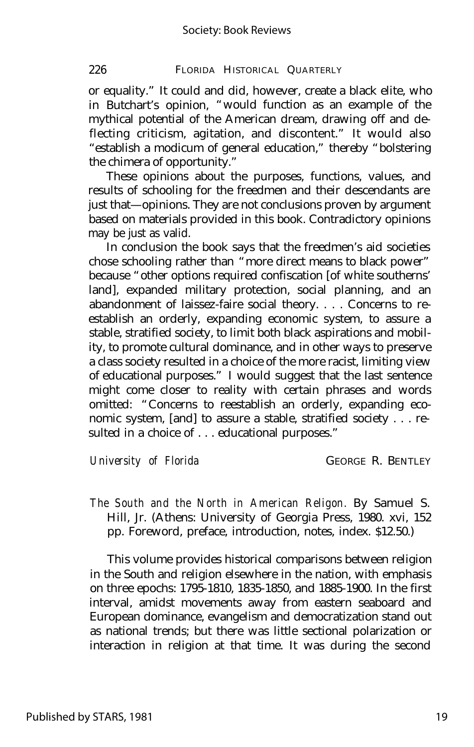or equality." It could and did, however, create a black elite, who in Butchart's opinion, "would function as an example of the mythical potential of the American dream, drawing off and deflecting criticism, agitation, and discontent." It would also "establish a modicum of general education," thereby "bolstering the chimera of opportunity."

These opinions about the purposes, functions, values, and results of schooling for the freedmen and their descendants are just that—opinions. They are not conclusions proven by argument based on materials provided in this book. Contradictory opinions may be just as valid.

In conclusion the book says that the freedmen's aid societies chose schooling rather than "more direct means to black power" because "other options required confiscation [of white southerns' land], expanded military protection, social planning, and an abandonment of laissez-faire social theory. . . . Concerns to reestablish an orderly, expanding economic system, to assure a stable, stratified society, to limit both black aspirations and mobility, to promote cultural dominance, and in other ways to preserve a class society resulted in a choice of the more racist, limiting view of educational purposes." I would suggest that the last sentence might come closer to reality with certain phrases and words omitted: "Concerns to reestablish an orderly, expanding economic system, [and] to assure a stable, stratified society . . . resulted in a choice of . . . educational purposes."

*University of Florida* GEORGE R. BENTLEY

*The South and the North in American Religon.* By Samuel S. Hill, Jr. (Athens: University of Georgia Press, 1980. xvi, 152 pp. Foreword, preface, introduction, notes, index. $12.50.)

This volume provides historical comparisons between religion in the South and religion elsewhere in the nation, with emphasis on three epochs: 1795-1810, 1835-1850, and 1885-1900. In the first interval, amidst movements away from eastern seaboard and European dominance, evangelism and democratization stand out as national trends; but there was little sectional polarization or interaction in religion at that time. It was during the second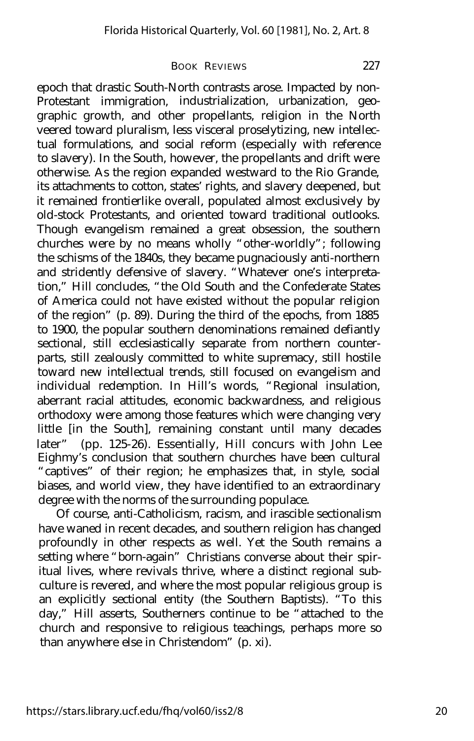epoch that drastic South-North contrasts arose. Impacted by non-Protestant immigration, industrialization, urbanization, geographic growth, and other propellants, religion in the North veered toward pluralism, less visceral proselytizing, new intellectual formulations, and social reform (especially with reference to slavery). In the South, however, the propellants and drift were otherwise. As the region expanded westward to the Rio Grande, its attachments to cotton, states' rights, and slavery deepened, but it remained frontierlike overall, populated almost exclusively by old-stock Protestants, and oriented toward traditional outlooks. Though evangelism remained a great obsession, the southern churches were by no means wholly "other-worldly"; following the schisms of the 1840s, they became pugnaciously anti-northern and stridently defensive of slavery. "Whatever one's interpretation," Hill concludes, "the Old South and the Confederate States of America could not have existed without the popular religion of the region" (p. 89). During the third of the epochs, from 1885 to 1900, the popular southern denominations remained defiantly sectional, still ecclesiastically separate from northern counterparts, still zealously committed to white supremacy, still hostile toward new intellectual trends, still focused on evangelism and individual redemption. In Hill's words, "Regional insulation, aberrant racial attitudes, economic backwardness, and religious orthodoxy were among those features which were changing very little [in the South], remaining constant until many decades later" (pp. 125-26). Essentially, Hill concurs with John Lee Eighmy's conclusion that southern churches have been cultural "captives" of their region; he emphasizes that, in style, social biases, and world view, they have identified to an extraordinary degree with the norms of the surrounding populace.

Of course, anti-Catholicism, racism, and irascible sectionalism have waned in recent decades, and southern religion has changed profoundly in other respects as well. Yet the South remains a setting where "born-again" Christians converse about their spiritual lives, where revivals thrive, where a distinct regional subculture is revered, and where the most popular religious group is an explicitly sectional entity (the Southern Baptists). "To this day," Hill asserts, Southerners continue to be "attached to the church and responsive to religious teachings, perhaps more so than anywhere else in Christendom" (p. xi).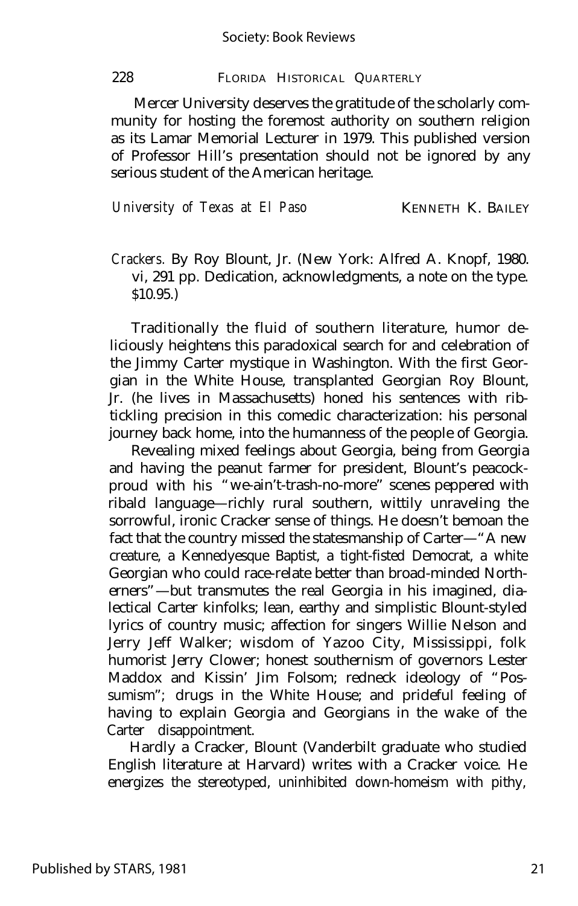Mercer University deserves the gratitude of the scholarly community for hosting the foremost authority on southern religion as its Lamar Memorial Lecturer in 1979. This published version of Professor Hill's presentation should not be ignored by any serious student of the American heritage.

*University of Texas at El Paso* KENNETH K. BAILEY

*Crackers.* By Roy Blount, Jr. (New York: Alfred A. Knopf, 1980. vi, 291 pp. Dedication, acknowledgments, a note on the type. $10.95.)

Traditionally the fluid of southern literature, humor deliciously heightens this paradoxical search for and celebration of the Jimmy Carter mystique in Washington. With the first Georgian in the White House, transplanted Georgian Roy Blount, Jr. (he lives in Massachusetts) honed his sentences with rib-tickling precision in this comedic characterization: his personal journey back home, into the humanness of the people of Georgia.

Revealing mixed feelings about Georgia, being from Georgia and having the peanut farmer for president, Blount's peacock-proud with his "we-ain't-trash-no-more" scenes peppered with ribald language—richly rural southern, wittily unraveling the sorrowful, ironic Cracker sense of things. He doesn't bemoan the fact that the country missed the statesmanship of Carter—"A new creature, a Kennedyesque Baptist, a tight-fisted Democrat, a white Georgian who could race-relate better than broad-minded Northerners"—but transmutes the real Georgia in his imagined, dialectical Carter kinfolks; lean, earthy and simplistic Blount-styled lyrics of country music; affection for singers Willie Nelson and Jerry Jeff Walker; wisdom of Yazoo City, Mississippi, folk humorist Jerry Clower; honest southernism of governors Lester Maddox and Kissin' Jim Folsom; redneck ideology of "Possumism"; drugs in the White House; and prideful feeling of having to explain Georgia and Georgians in the wake of the Carter disappointment.

Hardly a Cracker, Blount (Vanderbilt graduate who studied English literature at Harvard) writes with a Cracker voice. He energizes the stereotyped, uninhibited down-homeism with pithy,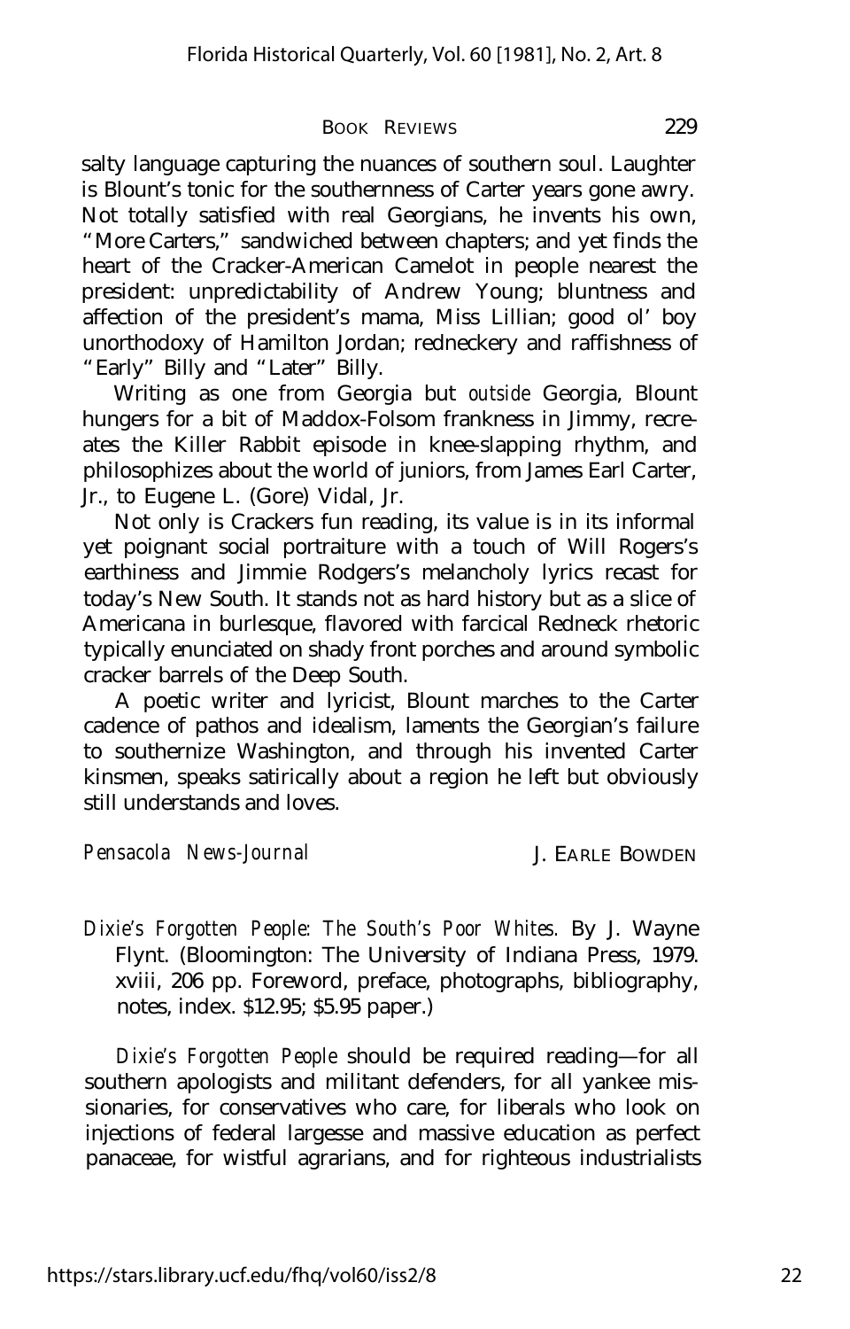salty language capturing the nuances of southern soul. Laughter is Blount's tonic for the southernness of Carter years gone awry. Not totally satisfied with real Georgians, he invents his own, "More Carters," sandwiched between chapters; and yet finds the heart of the Cracker-American Camelot in people nearest the president: unpredictability of Andrew Young; bluntness and affection of the president's mama, Miss Lillian; good ol' boy unorthodoxy of Hamilton Jordan; redneckery and raffishness of "Early" Billy and "Later" Billy.

Writing as one from Georgia but *outside* Georgia, Blount hungers for a bit of Maddox-Folsom frankness in Jimmy, recreates the Killer Rabbit episode in knee-slapping rhythm, and philosophizes about the world of juniors, from James Earl Carter, Jr., to Eugene L. (Gore) Vidal, Jr.

Not only is Crackers fun reading, its value is in its informal yet poignant social portraiture with a touch of Will Rogers's earthiness and Jimmie Rodgers's melancholy lyrics recast for today's New South. It stands not as hard history but as a slice of Americana in burlesque, flavored with farcical Redneck rhetoric typically enunciated on shady front porches and around symbolic cracker barrels of the Deep South.

A poetic writer and lyricist, Blount marches to the Carter cadence of pathos and idealism, laments the Georgian's failure to southernize Washington, and through his invented Carter kinsmen, speaks satirically about a region he left but obviously still understands and loves.

*Pensacola News-Journal* J. EARLE BOWDEN

*Dixie's Forgotten People: The South's Poor Whites.* By J. Wayne Flynt. (Bloomington: The University of Indiana Press, 1979. xviii, 206 pp. Foreword, preface, photographs, bibliography, notes, index. $12.95; $5.95 paper.)

*Dixie's Forgotten People* should be required reading—for all southern apologists and militant defenders, for all yankee missionaries, for conservatives who care, for liberals who look on injections of federal largesse and massive education as perfect panaceae, for wistful agrarians, and for righteous industrialists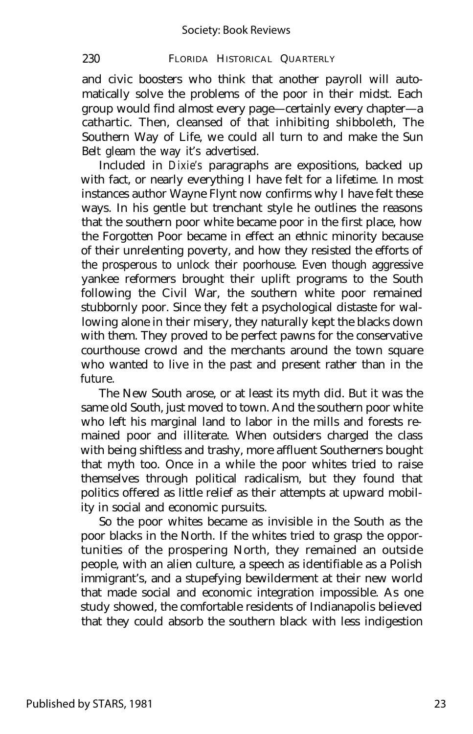and civic boosters who think that another payroll will automatically solve the problems of the poor in their midst. Each group would find almost every page—certainly every chapter—a cathartic. Then, cleansed of that inhibiting shibboleth, The Southern Way of Life, we could all turn to and make the Sun Belt gleam the way it's advertised.

Included in *Dixie's* paragraphs are expositions, backed up with fact, or nearly everything I have felt for a lifetime. In most instances author Wayne Flynt now confirms why I have felt these ways. In his gentle but trenchant style he outlines the reasons that the southern poor white became poor in the first place, how the Forgotten Poor became in effect an ethnic minority because of their unrelenting poverty, and how they resisted the efforts of the prosperous to unlock their poorhouse. Even though aggressive yankee reformers brought their uplift programs to the South following the Civil War, the southern white poor remained stubbornly poor. Since they felt a psychological distaste for wallowing alone in their misery, they naturally kept the blacks down with them. They proved to be perfect pawns for the conservative courthouse crowd and the merchants around the town square who wanted to live in the past and present rather than in the future.

The New South arose, or at least its myth did. But it was the same old South, just moved to town. And the southern poor white who left his marginal land to labor in the mills and forests remained poor and illiterate. When outsiders charged the class with being shiftless and trashy, more affluent Southerners bought that myth too. Once in a while the poor whites tried to raise themselves through political radicalism, but they found that politics offered as little relief as their attempts at upward mobility in social and economic pursuits.

So the poor whites became as invisible in the South as the poor blacks in the North. If the whites tried to grasp the opportunities of the prospering North, they remained an outside people, with an alien culture, a speech as identifiable as a Polish immigrant's, and a stupefying bewilderment at their new world that made social and economic integration impossible. As one study showed, the comfortable residents of Indianapolis believed that they could absorb the southern black with less indigestion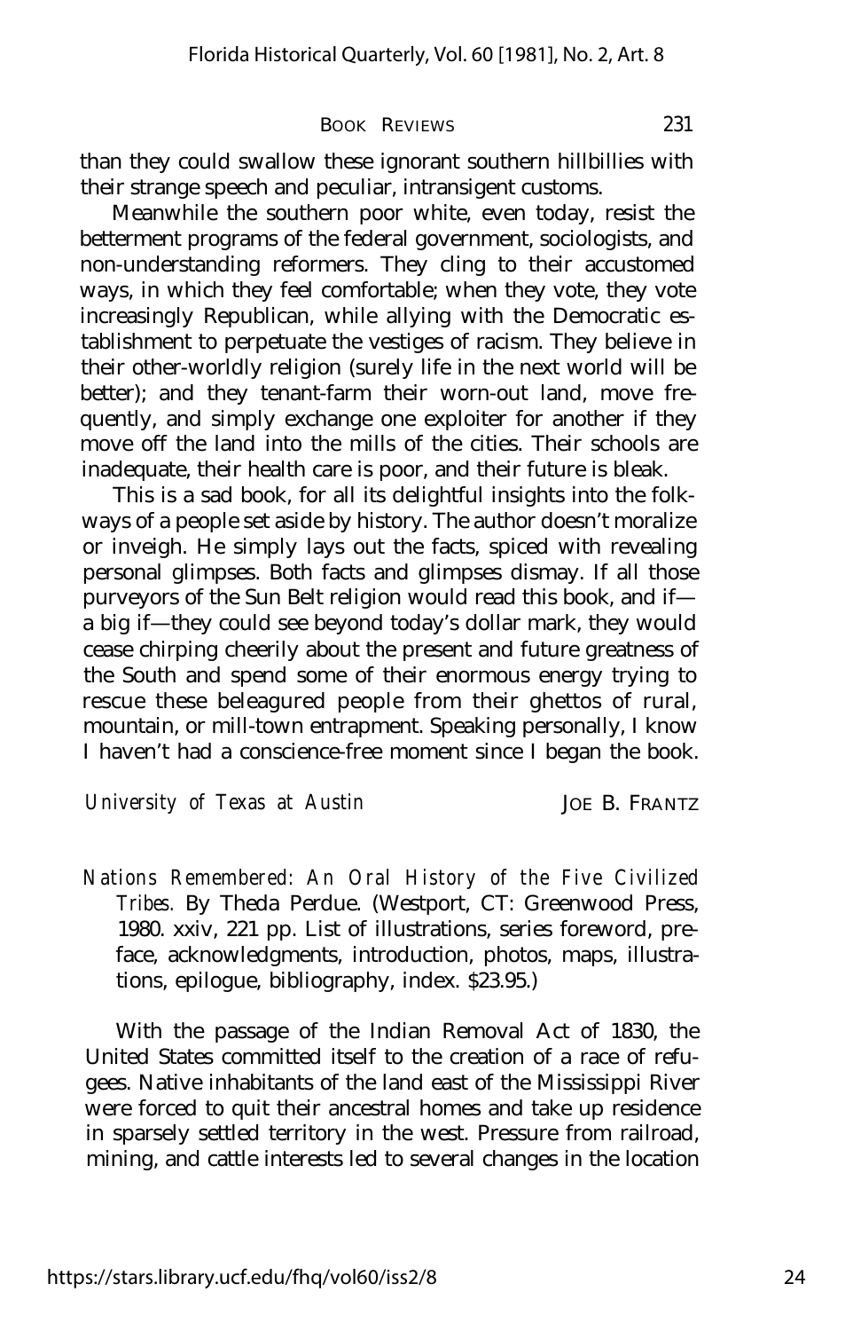than they could swallow these ignorant southern hillbillies with their strange speech and peculiar, intransigent customs.

Meanwhile the southern poor white, even today, resist the betterment programs of the federal government, sociologists, and non-understanding reformers. They cling to their accustomed ways, in which they feel comfortable; when they vote, they vote increasingly Republican, while allying with the Democratic establishment to perpetuate the vestiges of racism. They believe in their other-worldly religion (surely life in the next world will be better); and they tenant-farm their worn-out land, move frequently, and simply exchange one exploiter for another if they move off the land into the mills of the cities. Their schools are inadequate, their health care is poor, and their future is bleak.

This is a sad book, for all its delightful insights into the folkways of a people set aside by history. The author doesn't moralize or inveigh. He simply lays out the facts, spiced with revealing personal glimpses. Both facts and glimpses dismay. If all those purveyors of the Sun Belt religion would read this book, and if—a big if—they could see beyond today's dollar mark, they would cease chirping cheerily about the present and future greatness of the South and spend some of their enormous energy trying to rescue these beleagured people from their ghettos of rural, mountain, or mill-town entrapment. Speaking personally, I know I haven't had a conscience-free moment since I began the book.

*University of Texas at Austin* JOE B. FRANTZ

*Nations Remembered: An Oral History of the Five Civilized Tribes.* By Theda Perdue. (Westport, CT: Greenwood Press, 1980. xxiv, 221 pp. List of illustrations, series foreword, preface, acknowledgments, introduction, photos, maps, illustrations, epilogue, bibliography, index. $23.95.)

With the passage of the Indian Removal Act of 1830, the United States committed itself to the creation of a race of refugees. Native inhabitants of the land east of the Mississippi River were forced to quit their ancestral homes and take up residence in sparsely settled territory in the west. Pressure from railroad, mining, and cattle interests led to several changes in the location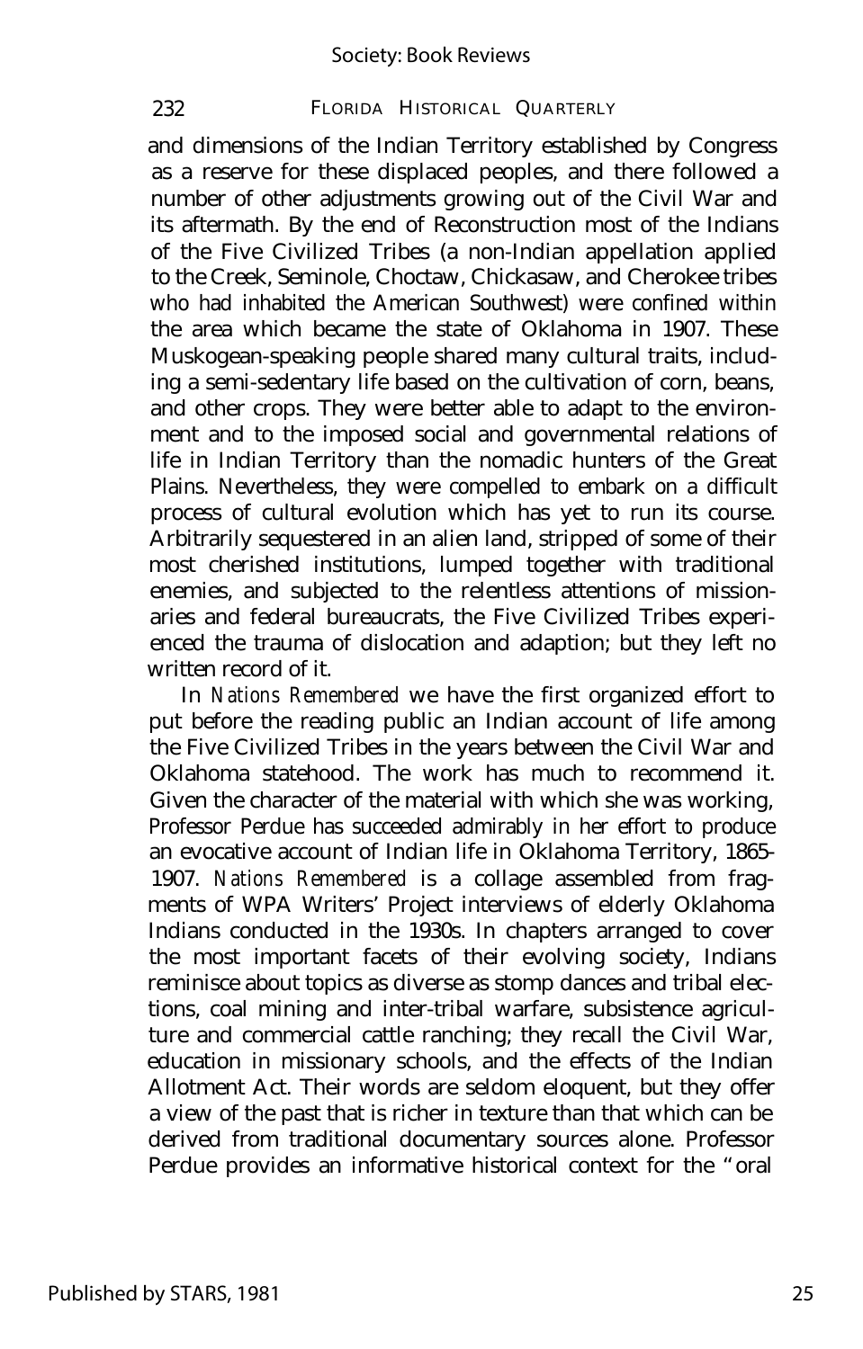and dimensions of the Indian Territory established by Congress as a reserve for these displaced peoples, and there followed a number of other adjustments growing out of the Civil War and its aftermath. By the end of Reconstruction most of the Indians of the Five Civilized Tribes (a non-Indian appellation applied to the Creek, Seminole, Choctaw, Chickasaw, and Cherokee tribes who had inhabited the American Southwest) were confined within the area which became the state of Oklahoma in 1907. These Muskogean-speaking people shared many cultural traits, including a semi-sedentary life based on the cultivation of corn, beans, and other crops. They were better able to adapt to the environment and to the imposed social and governmental relations of life in Indian Territory than the nomadic hunters of the Great Plains. Nevertheless, they were compelled to embark on a difficult process of cultural evolution which has yet to run its course. Arbitrarily sequestered in an alien land, stripped of some of their most cherished institutions, lumped together with traditional enemies, and subjected to the relentless attentions of missionaries and federal bureaucrats, the Five Civilized Tribes experienced the trauma of dislocation and adaption; but they left no written record of it.

In *Nations Remembered* we have the first organized effort to put before the reading public an Indian account of life among the Five Civilized Tribes in the years between the Civil War and Oklahoma statehood. The work has much to recommend it. Given the character of the material with which she was working, Professor Perdue has succeeded admirably in her effort to produce an evocative account of Indian life in Oklahoma Territory, 1865-1907. *Nations Remembered* is a collage assembled from fragments of WPA Writers' Project interviews of elderly Oklahoma Indians conducted in the 1930s. In chapters arranged to cover the most important facets of their evolving society, Indians reminisce about topics as diverse as stomp dances and tribal elections, coal mining and inter-tribal warfare, subsistence agriculture and commercial cattle ranching; they recall the Civil War, education in missionary schools, and the effects of the Indian Allotment Act. Their words are seldom eloquent, but they offer a view of the past that is richer in texture than that which can be derived from traditional documentary sources alone. Professor Perdue provides an informative historical context for the "oral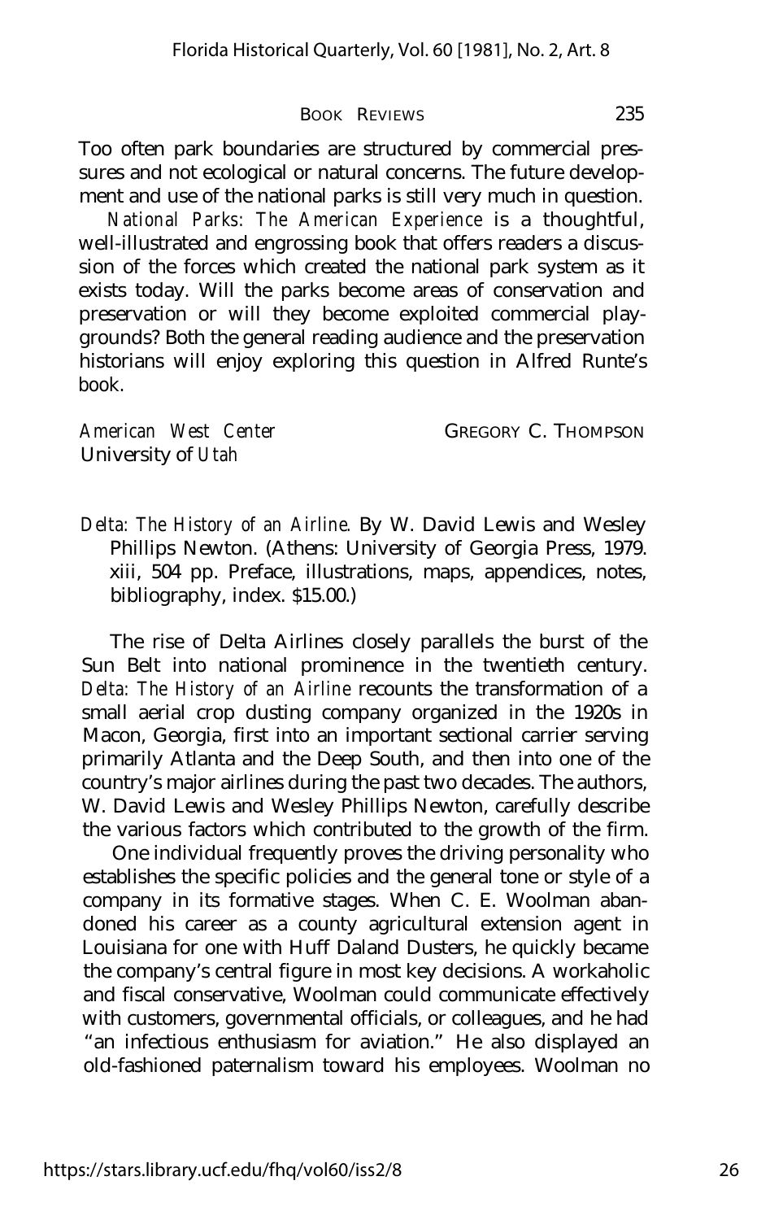Too often park boundaries are structured by commercial pressures and not ecological or natural concerns. The future development and use of the national parks is still very much in question.

*National Parks: The American Experience* is a thoughtful, well-illustrated and engrossing book that offers readers a discussion of the forces which created the national park system as it exists today. Will the parks become areas of conservation and preservation or will they become exploited commercial playgrounds? Both the general reading audience and the preservation historians will enjoy exploring this question in Alfred Runte's book.

*American West Center*
University of *Utah*

GREGORY C. THOMPSON

*Delta: The History of an Airline.* By W. David Lewis and Wesley Phillips Newton. (Athens: University of Georgia Press, 1979. xiii, 504 pp. Preface, illustrations, maps, appendices, notes, bibliography, index. $15.00.)

The rise of Delta Airlines closely parallels the burst of the Sun Belt into national prominence in the twentieth century. *Delta: The History of an Airline* recounts the transformation of a small aerial crop dusting company organized in the 1920s in Macon, Georgia, first into an important sectional carrier serving primarily Atlanta and the Deep South, and then into one of the country's major airlines during the past two decades. The authors, W. David Lewis and Wesley Phillips Newton, carefully describe the various factors which contributed to the growth of the firm.

One individual frequently proves the driving personality who establishes the specific policies and the general tone or style of a company in its formative stages. When C. E. Woolman abandoned his career as a county agricultural extension agent in Louisiana for one with Huff Daland Dusters, he quickly became the company's central figure in most key decisions. A workaholic and fiscal conservative, Woolman could communicate effectively with customers, governmental officials, or colleagues, and he had "an infectious enthusiasm for aviation." He also displayed an old-fashioned paternalism toward his employees. Woolman no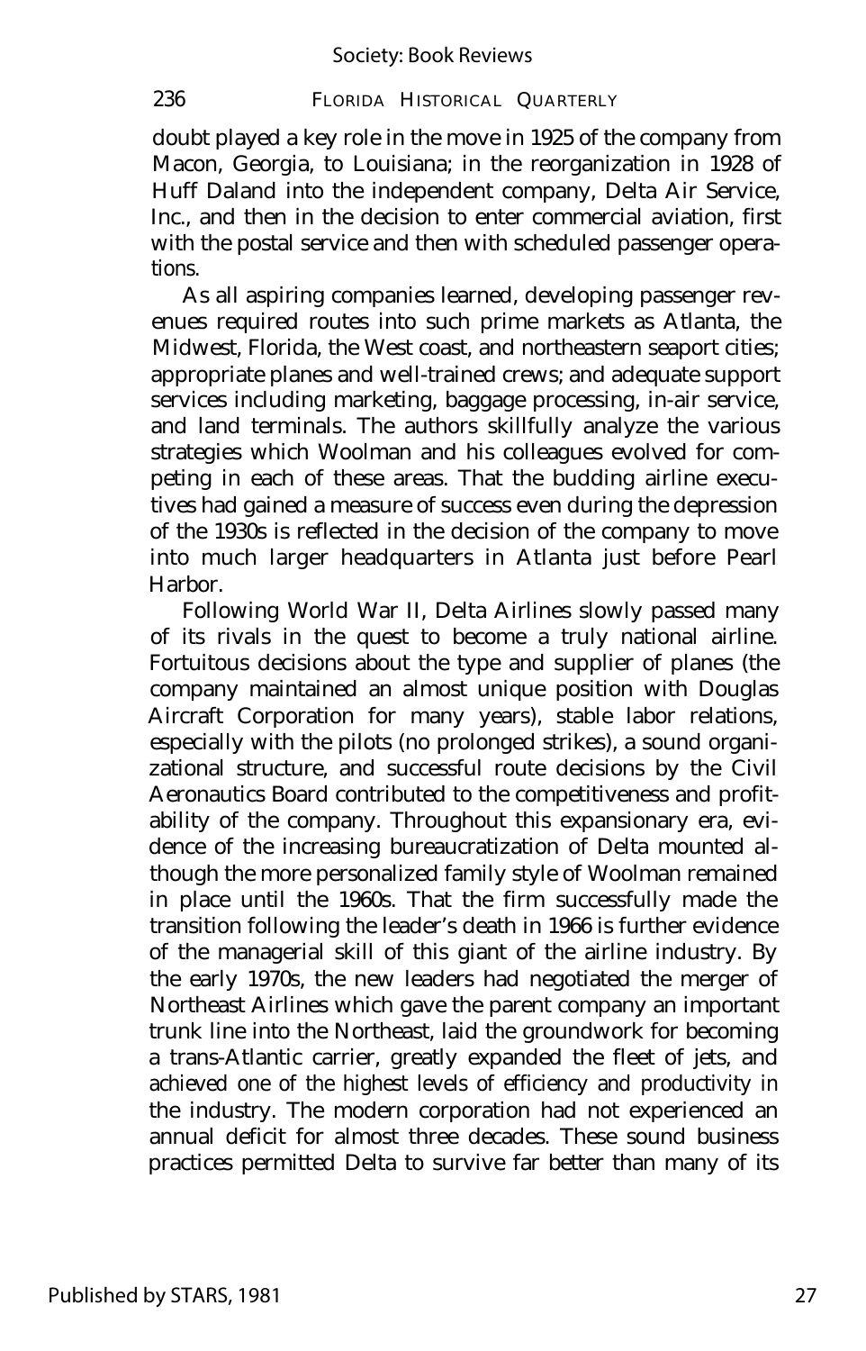doubt played a key role in the move in 1925 of the company from Macon, Georgia, to Louisiana; in the reorganization in 1928 of Huff Daland into the independent company, Delta Air Service, Inc., and then in the decision to enter commercial aviation, first with the postal service and then with scheduled passenger operations.

As all aspiring companies learned, developing passenger revenues required routes into such prime markets as Atlanta, the Midwest, Florida, the West coast, and northeastern seaport cities; appropriate planes and well-trained crews; and adequate support services including marketing, baggage processing, in-air service, and land terminals. The authors skillfully analyze the various strategies which Woolman and his colleagues evolved for competing in each of these areas. That the budding airline executives had gained a measure of success even during the depression of the 1930s is reflected in the decision of the company to move into much larger headquarters in Atlanta just before Pearl Harbor.

Following World War II, Delta Airlines slowly passed many of its rivals in the quest to become a truly national airline. Fortuitous decisions about the type and supplier of planes (the company maintained an almost unique position with Douglas Aircraft Corporation for many years), stable labor relations, especially with the pilots (no prolonged strikes), a sound organizational structure, and successful route decisions by the Civil Aeronautics Board contributed to the competitiveness and profitability of the company. Throughout this expansionary era, evidence of the increasing bureaucratization of Delta mounted although the more personalized family style of Woolman remained in place until the 1960s. That the firm successfully made the transition following the leader's death in 1966 is further evidence of the managerial skill of this giant of the airline industry. By the early 1970s, the new leaders had negotiated the merger of Northeast Airlines which gave the parent company an important trunk line into the Northeast, laid the groundwork for becoming a trans-Atlantic carrier, greatly expanded the fleet of jets, and achieved one of the highest levels of efficiency and productivity in the industry. The modern corporation had not experienced an annual deficit for almost three decades. These sound business practices permitted Delta to survive far better than many of its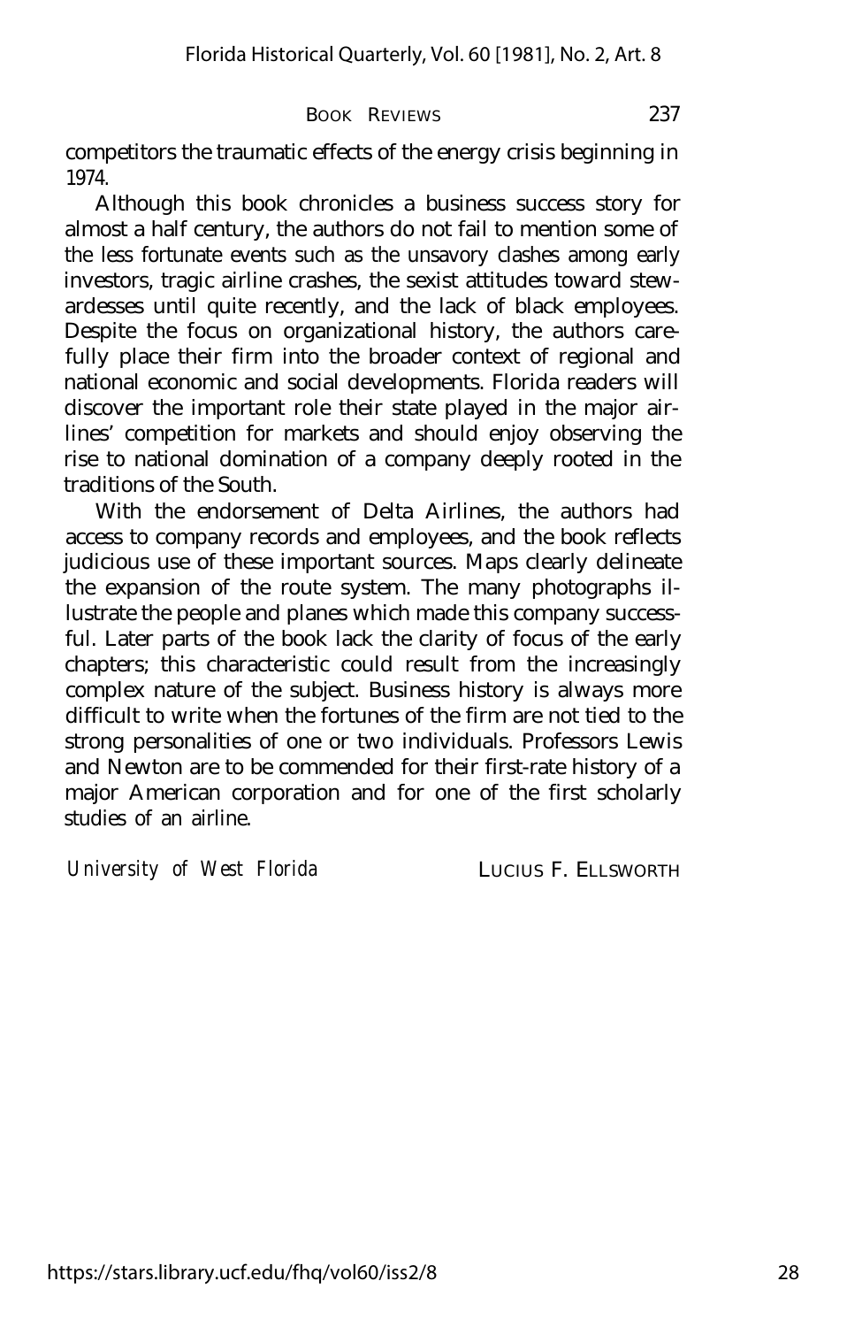competitors the traumatic effects of the energy crisis beginning in 1974.

Although this book chronicles a business success story for almost a half century, the authors do not fail to mention some of the less fortunate events such as the unsavory clashes among early investors, tragic airline crashes, the sexist attitudes toward stewardesses until quite recently, and the lack of black employees. Despite the focus on organizational history, the authors carefully place their firm into the broader context of regional and national economic and social developments. Florida readers will discover the important role their state played in the major airlines' competition for markets and should enjoy observing the rise to national domination of a company deeply rooted in the traditions of the South.

With the endorsement of Delta Airlines, the authors had access to company records and employees, and the book reflects judicious use of these important sources. Maps clearly delineate the expansion of the route system. The many photographs illustrate the people and planes which made this company successful. Later parts of the book lack the clarity of focus of the early chapters; this characteristic could result from the increasingly complex nature of the subject. Business history is always more difficult to write when the fortunes of the firm are not tied to the strong personalities of one or two individuals. Professors Lewis and Newton are to be commended for their first-rate history of a major American corporation and for one of the first scholarly studies of an airline.

*University of West Florida* LUCIUS F. ELLSWORTH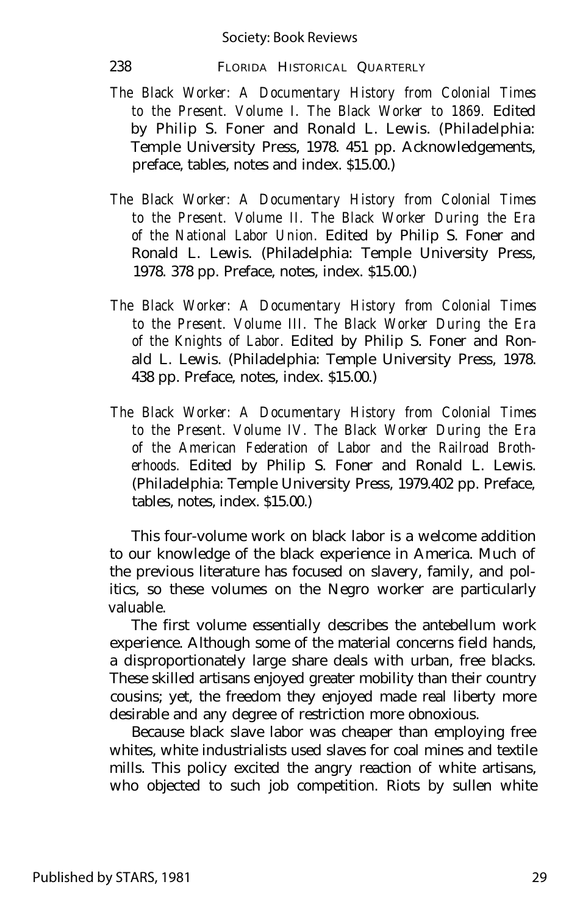*The Black Worker: A Documentary History from Colonial Times to the Present. Volume I. The Black Worker to 1869.* Edited by Philip S. Foner and Ronald L. Lewis. (Philadelphia: Temple University Press, 1978. 451 pp. Acknowledgements, preface, tables, notes and index. $15.00.)

*The Black Worker: A Documentary History from Colonial Times to the Present. Volume II. The Black Worker During the Era of the National Labor Union.* Edited by Philip S. Foner and Ronald L. Lewis. (Philadelphia: Temple University Press, 1978. 378 pp. Preface, notes, index. $15.00.)

*The Black Worker: A Documentary History from Colonial Times to the Present. Volume III. The Black Worker During the Era of the Knights of Labor.* Edited by Philip S. Foner and Ronald L. Lewis. (Philadelphia: Temple University Press, 1978. 438 pp. Preface, notes, index. $15.00.)

*The Black Worker: A Documentary History from Colonial Times to the Present. Volume IV. The Black Worker During the Era of the American Federation of Labor and the Railroad Brotherhoods.* Edited by Philip S. Foner and Ronald L. Lewis. (Philadelphia: Temple University Press, 1979.402 pp. Preface, tables, notes, index. $15.00.)

This four-volume work on black labor is a welcome addition to our knowledge of the black experience in America. Much of the previous literature has focused on slavery, family, and politics, so these volumes on the Negro worker are particularly valuable.

The first volume essentially describes the antebellum work experience. Although some of the material concerns field hands, a disproportionately large share deals with urban, free blacks. These skilled artisans enjoyed greater mobility than their country cousins; yet, the freedom they enjoyed made real liberty more desirable and any degree of restriction more obnoxious.

Because black slave labor was cheaper than employing free whites, white industrialists used slaves for coal mines and textile mills. This policy excited the angry reaction of white artisans, who objected to such job competition. Riots by sullen white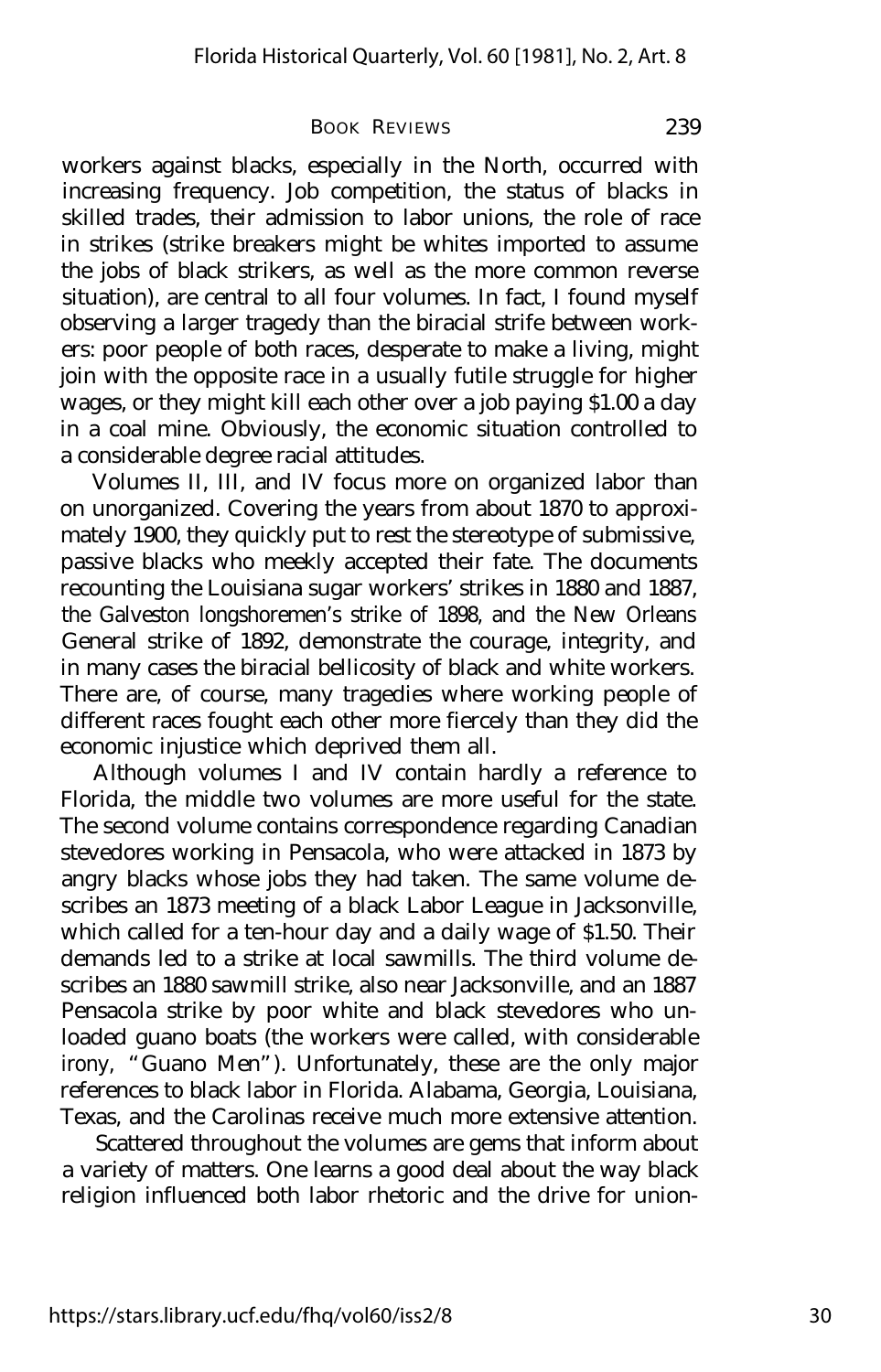workers against blacks, especially in the North, occurred with increasing frequency. Job competition, the status of blacks in skilled trades, their admission to labor unions, the role of race in strikes (strike breakers might be whites imported to assume the jobs of black strikers, as well as the more common reverse situation), are central to all four volumes. In fact, I found myself observing a larger tragedy than the biracial strife between workers: poor people of both races, desperate to make a living, might join with the opposite race in a usually futile struggle for higher wages, or they might kill each other over a job paying $1.00 a day in a coal mine. Obviously, the economic situation controlled to a considerable degree racial attitudes.

Volumes II, III, and IV focus more on organized labor than on unorganized. Covering the years from about 1870 to approximately 1900, they quickly put to rest the stereotype of submissive, passive blacks who meekly accepted their fate. The documents recounting the Louisiana sugar workers' strikes in 1880 and 1887, the Galveston longshoremen's strike of 1898, and the New Orleans General strike of 1892, demonstrate the courage, integrity, and in many cases the biracial bellicosity of black and white workers. There are, of course, many tragedies where working people of different races fought each other more fiercely than they did the economic injustice which deprived them all.

Although volumes I and IV contain hardly a reference to Florida, the middle two volumes are more useful for the state. The second volume contains correspondence regarding Canadian stevedores working in Pensacola, who were attacked in 1873 by angry blacks whose jobs they had taken. The same volume describes an 1873 meeting of a black Labor League in Jacksonville, which called for a ten-hour day and a daily wage of $1.50. Their demands led to a strike at local sawmills. The third volume describes an 1880 sawmill strike, also near Jacksonville, and an 1887 Pensacola strike by poor white and black stevedores who unloaded guano boats (the workers were called, with considerable irony, "Guano Men"). Unfortunately, these are the only major references to black labor in Florida. Alabama, Georgia, Louisiana, Texas, and the Carolinas receive much more extensive attention.

Scattered throughout the volumes are gems that inform about a variety of matters. One learns a good deal about the way black religion influenced both labor rhetoric and the drive for union-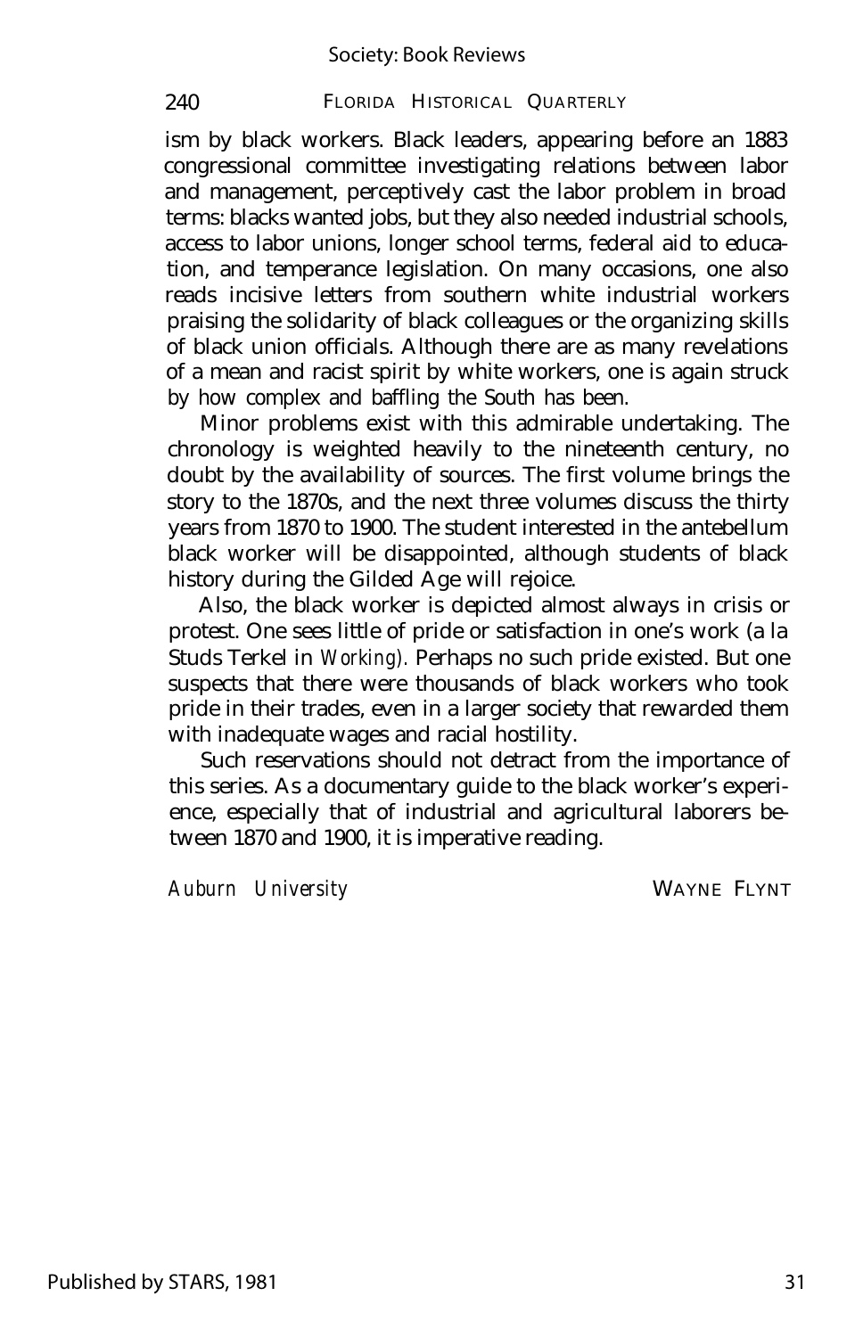ism by black workers. Black leaders, appearing before an 1883 congressional committee investigating relations between labor and management, perceptively cast the labor problem in broad terms: blacks wanted jobs, but they also needed industrial schools, access to labor unions, longer school terms, federal aid to education, and temperance legislation. On many occasions, one also reads incisive letters from southern white industrial workers praising the solidarity of black colleagues or the organizing skills of black union officials. Although there are as many revelations of a mean and racist spirit by white workers, one is again struck by how complex and baffling the South has been.

Minor problems exist with this admirable undertaking. The chronology is weighted heavily to the nineteenth century, no doubt by the availability of sources. The first volume brings the story to the 1870s, and the next three volumes discuss the thirty years from 1870 to 1900. The student interested in the antebellum black worker will be disappointed, although students of black history during the Gilded Age will rejoice.

Also, the black worker is depicted almost always in crisis or protest. One sees little of pride or satisfaction in one's work (a la Studs Terkel in *Working).* Perhaps no such pride existed. But one suspects that there were thousands of black workers who took pride in their trades, even in a larger society that rewarded them with inadequate wages and racial hostility.

Such reservations should not detract from the importance of this series. As a documentary guide to the black worker's experience, especially that of industrial and agricultural laborers between 1870 and 1900, it is imperative reading.

*Auburn University* WAYNE FLYNT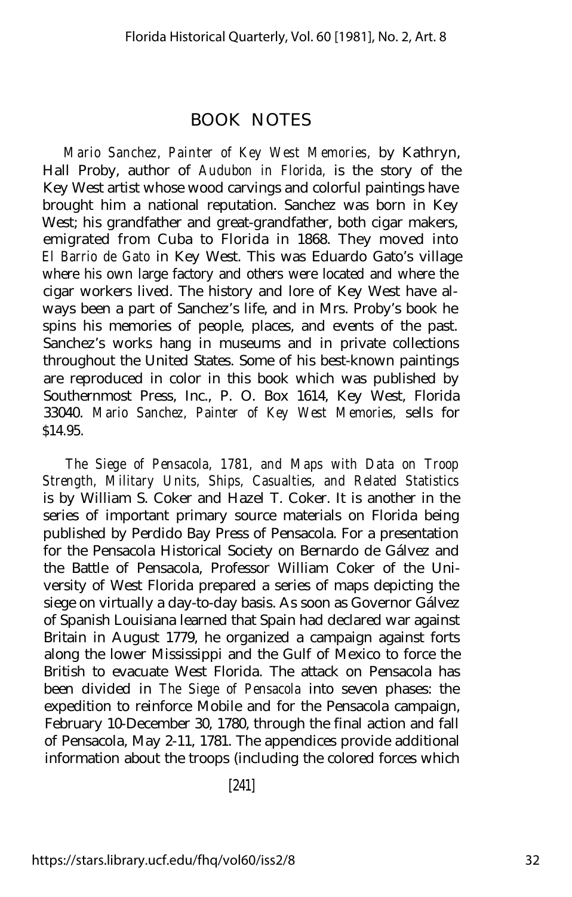## BOOK NOTES

*Mario Sanchez, Painter of Key West Memories,* by Kathryn, Hall Proby, author of *Audubon in Florida,* is the story of the Key West artist whose wood carvings and colorful paintings have brought him a national reputation. Sanchez was born in Key West; his grandfather and great-grandfather, both cigar makers, emigrated from Cuba to Florida in 1868. They moved into *El Barrio de Gato* in Key West. This was Eduardo Gato's village where his own large factory and others were located and where the cigar workers lived. The history and lore of Key West have always been a part of Sanchez's life, and in Mrs. Proby's book he spins his memories of people, places, and events of the past. Sanchez's works hang in museums and in private collections throughout the United States. Some of his best-known paintings are reproduced in color in this book which was published by Southernmost Press, Inc., P. O. Box 1614, Key West, Florida 33040. *Mario Sanchez, Painter of Key West Memories,* sells for $14.95.

*The Siege of Pensacola, 1781, and Maps with Data on Troop Strength, Military Units, Ships, Casualties, and Related Statistics* is by William S. Coker and Hazel T. Coker. It is another in the series of important primary source materials on Florida being published by Perdido Bay Press of Pensacola. For a presentation for the Pensacola Historical Society on Bernardo de Gálvez and the Battle of Pensacola, Professor William Coker of the University of West Florida prepared a series of maps depicting the siege on virtually a day-to-day basis. As soon as Governor Gálvez of Spanish Louisiana learned that Spain had declared war against Britain in August 1779, he organized a campaign against forts along the lower Mississippi and the Gulf of Mexico to force the British to evacuate West Florida. The attack on Pensacola has been divided in *The Siege of Pensacola* into seven phases: the expedition to reinforce Mobile and for the Pensacola campaign, February 10-December 30, 1780, through the final action and fall of Pensacola, May 2-11, 1781. The appendices provide additional information about the troops (including the colored forces which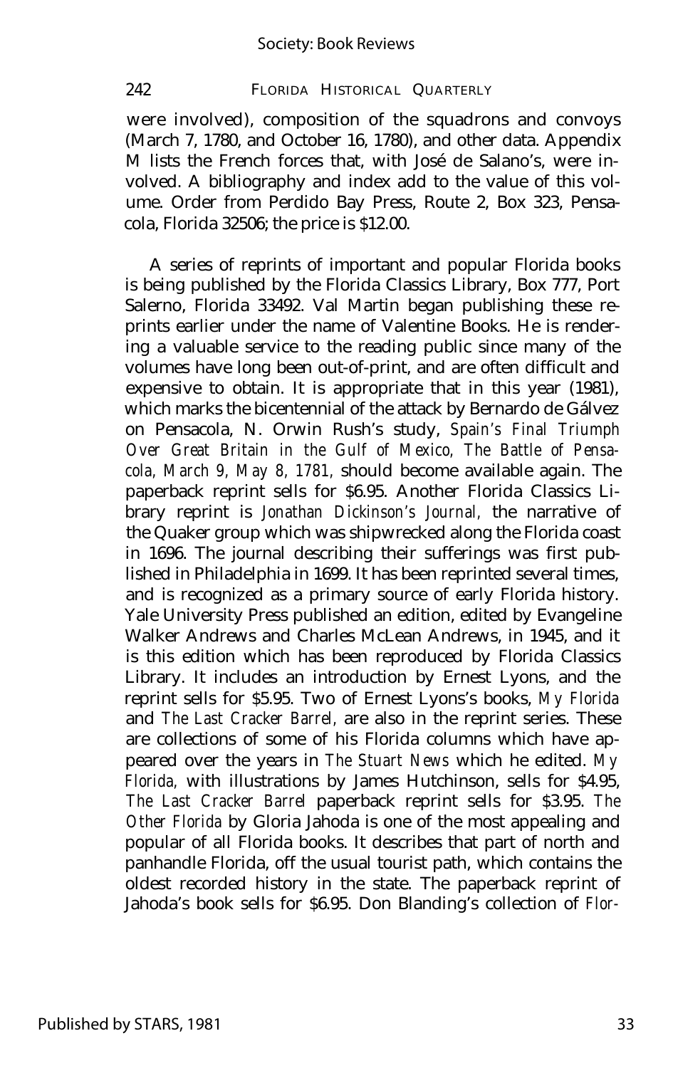were involved), composition of the squadrons and convoys (March 7, 1780, and October 16, 1780), and other data. Appendix M lists the French forces that, with José de Salano's, were involved. A bibliography and index add to the value of this volume. Order from Perdido Bay Press, Route 2, Box 323, Pensacola, Florida 32506; the price is $12.00.

A series of reprints of important and popular Florida books is being published by the Florida Classics Library, Box 777, Port Salerno, Florida 33492. Val Martin began publishing these reprints earlier under the name of Valentine Books. He is rendering a valuable service to the reading public since many of the volumes have long been out-of-print, and are often difficult and expensive to obtain. It is appropriate that in this year (1981), which marks the bicentennial of the attack by Bernardo de Gálvez on Pensacola, N. Orwin Rush's study, *Spain's Final Triumph Over Great Britain in the Gulf of Mexico, The Battle of Pensacola, March 9, May 8, 1781,* should become available again. The paperback reprint sells for $6.95. Another Florida Classics Library reprint is *Jonathan Dickinson's Journal,* the narrative of the Quaker group which was shipwrecked along the Florida coast in 1696. The journal describing their sufferings was first published in Philadelphia in 1699. It has been reprinted several times, and is recognized as a primary source of early Florida history. Yale University Press published an edition, edited by Evangeline Walker Andrews and Charles McLean Andrews, in 1945, and it is this edition which has been reproduced by Florida Classics Library. It includes an introduction by Ernest Lyons, and the reprint sells for $5.95. Two of Ernest Lyons's books, *My Florida* and *The Last Cracker Barrel,* are also in the reprint series. These are collections of some of his Florida columns which have appeared over the years in *The Stuart News* which he edited. *My Florida,* with illustrations by James Hutchinson, sells for $4.95, *The Last Cracker Barrel* paperback reprint sells for $3.95. *The Other Florida* by Gloria Jahoda is one of the most appealing and popular of all Florida books. It describes that part of north and panhandle Florida, off the usual tourist path, which contains the oldest recorded history in the state. The paperback reprint of Jahoda's book sells for $6.95. Don Blanding's collection of *Flor-*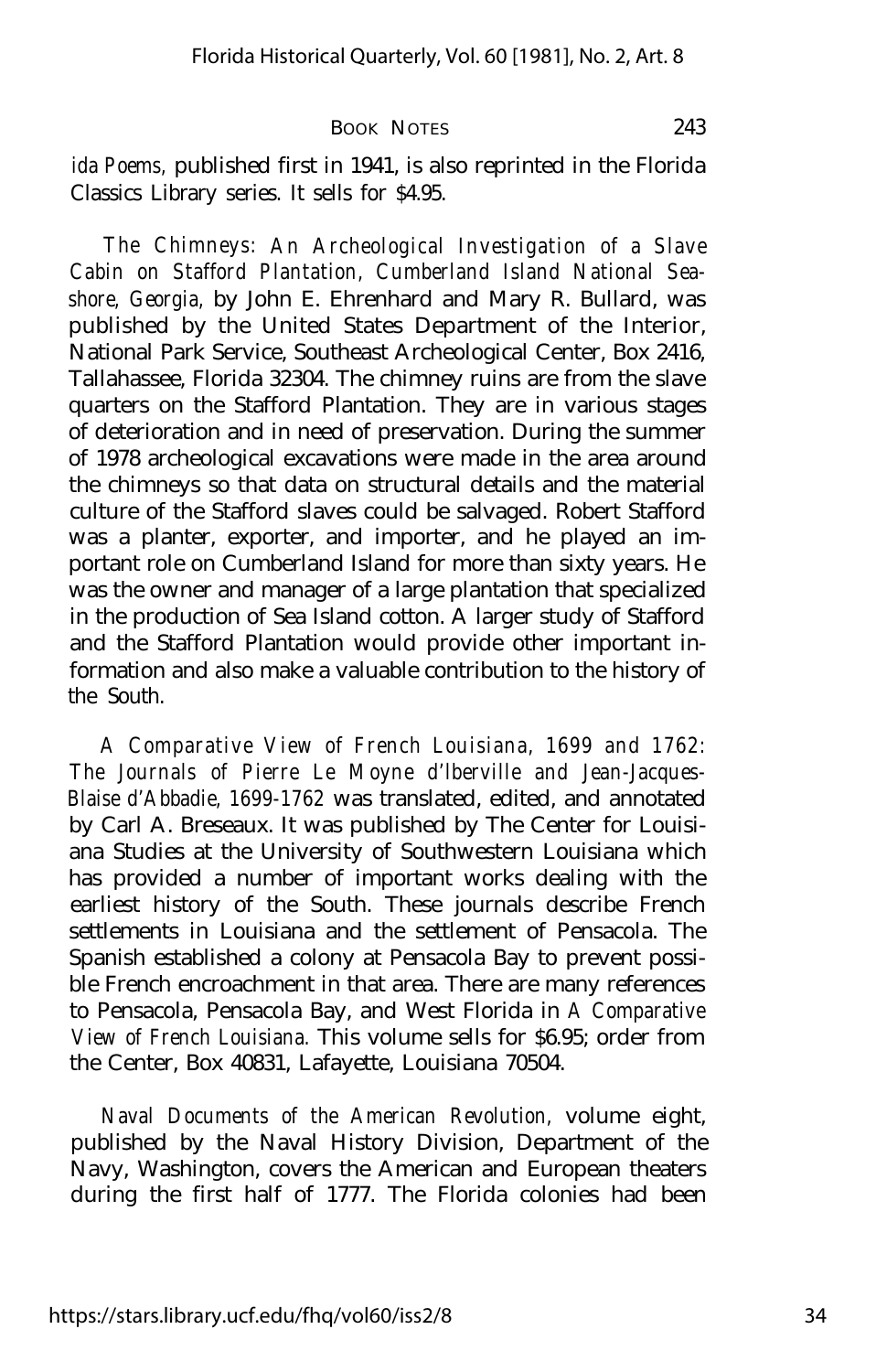*ida Poems,* published first in 1941, is also reprinted in the Florida Classics Library series. It sells for $4.95.

*The Chimneys: An Archeological Investigation of a Slave Cabin on Stafford Plantation, Cumberland Island National Seashore, Georgia,* by John E. Ehrenhard and Mary R. Bullard, was published by the United States Department of the Interior, National Park Service, Southeast Archeological Center, Box 2416, Tallahassee, Florida 32304. The chimney ruins are from the slave quarters on the Stafford Plantation. They are in various stages of deterioration and in need of preservation. During the summer of 1978 archeological excavations were made in the area around the chimneys so that data on structural details and the material culture of the Stafford slaves could be salvaged. Robert Stafford was a planter, exporter, and importer, and he played an important role on Cumberland Island for more than sixty years. He was the owner and manager of a large plantation that specialized in the production of Sea Island cotton. A larger study of Stafford and the Stafford Plantation would provide other important information and also make a valuable contribution to the history of the South.

*A Comparative View of French Louisiana, 1699 and 1762: The Journals of Pierre Le Moyne d'Iberville and Jean-Jacques-Blaise d'Abbadie, 1699-1762* was translated, edited, and annotated by Carl A. Breseaux. It was published by The Center for Louisiana Studies at the University of Southwestern Louisiana which has provided a number of important works dealing with the earliest history of the South. These journals describe French settlements in Louisiana and the settlement of Pensacola. The Spanish established a colony at Pensacola Bay to prevent possible French encroachment in that area. There are many references to Pensacola, Pensacola Bay, and West Florida in *A Comparative View of French Louisiana.* This volume sells for $6.95; order from the Center, Box 40831, Lafayette, Louisiana 70504.

*Naval Documents of the American Revolution,* volume eight, published by the Naval History Division, Department of the Navy, Washington, covers the American and European theaters during the first half of 1777. The Florida colonies had been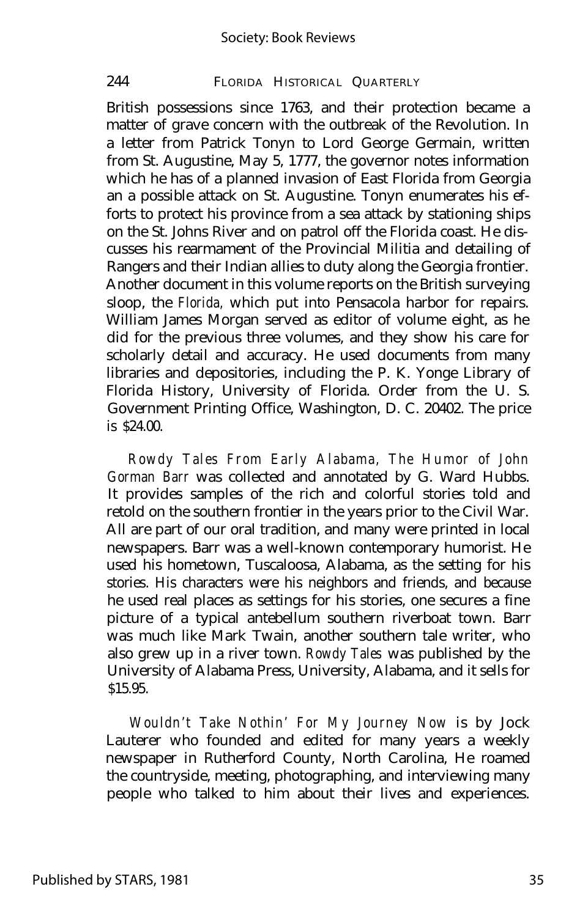British possessions since 1763, and their protection became a matter of grave concern with the outbreak of the Revolution. In a letter from Patrick Tonyn to Lord George Germain, written from St. Augustine, May 5, 1777, the governor notes information which he has of a planned invasion of East Florida from Georgia an a possible attack on St. Augustine. Tonyn enumerates his efforts to protect his province from a sea attack by stationing ships on the St. Johns River and on patrol off the Florida coast. He discusses his rearmament of the Provincial Militia and detailing of Rangers and their Indian allies to duty along the Georgia frontier. Another document in this volume reports on the British surveying sloop, the *Florida,* which put into Pensacola harbor for repairs. William James Morgan served as editor of volume eight, as he did for the previous three volumes, and they show his care for scholarly detail and accuracy. He used documents from many libraries and depositories, including the P. K. Yonge Library of Florida History, University of Florida. Order from the U. S. Government Printing Office, Washington, D. C. 20402. The price is $24.00.

*Rowdy Tales From Early Alabama, The Humor of John Gorman Barr* was collected and annotated by G. Ward Hubbs. It provides samples of the rich and colorful stories told and retold on the southern frontier in the years prior to the Civil War. All are part of our oral tradition, and many were printed in local newspapers. Barr was a well-known contemporary humorist. He used his hometown, Tuscaloosa, Alabama, as the setting for his stories. His characters were his neighbors and friends, and because he used real places as settings for his stories, one secures a fine picture of a typical antebellum southern riverboat town. Barr was much like Mark Twain, another southern tale writer, who also grew up in a river town. *Rowdy Tales* was published by the University of Alabama Press, University, Alabama, and it sells for $15.95.

*Wouldn't Take Nothin' For My Journey Now* is by Jock Lauterer who founded and edited for many years a weekly newspaper in Rutherford County, North Carolina, He roamed the countryside, meeting, photographing, and interviewing many people who talked to him about their lives and experiences.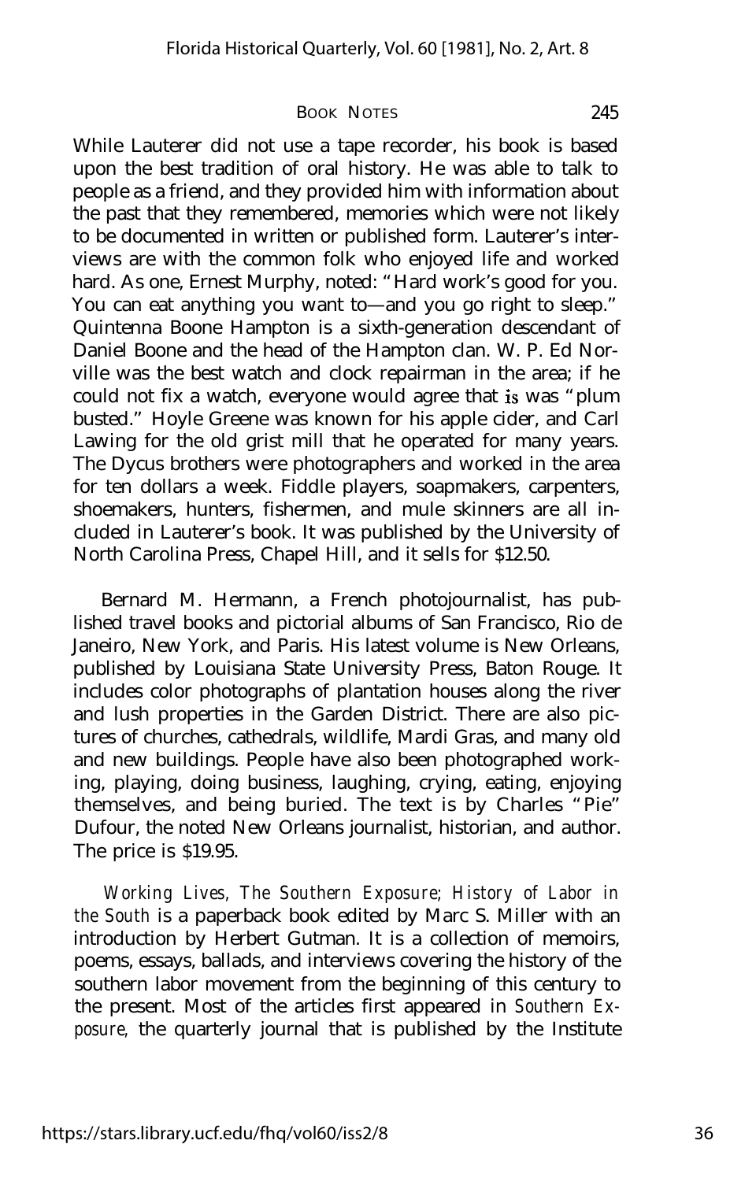While Lauterer did not use a tape recorder, his book is based upon the best tradition of oral history. He was able to talk to people as a friend, and they provided him with information about the past that they remembered, memories which were not likely to be documented in written or published form. Lauterer's interviews are with the common folk who enjoyed life and worked hard. As one, Ernest Murphy, noted: "Hard work's good for you. You can eat anything you want to—and you go right to sleep." Quintenna Boone Hampton is a sixth-generation descendant of Daniel Boone and the head of the Hampton clan. W. P. Ed Norville was the best watch and clock repairman in the area; if he could not fix a watch, everyone would agree that is was "plum busted." Hoyle Greene was known for his apple cider, and Carl Lawing for the old grist mill that he operated for many years. The Dycus brothers were photographers and worked in the area for ten dollars a week. Fiddle players, soapmakers, carpenters, shoemakers, hunters, fishermen, and mule skinners are all included in Lauterer's book. It was published by the University of North Carolina Press, Chapel Hill, and it sells for $12.50.

Bernard M. Hermann, a French photojournalist, has published travel books and pictorial albums of San Francisco, Rio de Janeiro, New York, and Paris. His latest volume is New Orleans, published by Louisiana State University Press, Baton Rouge. It includes color photographs of plantation houses along the river and lush properties in the Garden District. There are also pictures of churches, cathedrals, wildlife, Mardi Gras, and many old and new buildings. People have also been photographed working, playing, doing business, laughing, crying, eating, enjoying themselves, and being buried. The text is by Charles "Pie" Dufour, the noted New Orleans journalist, historian, and author. The price is $19.95.

*Working Lives, The Southern Exposure; History of Labor in the South* is a paperback book edited by Marc S. Miller with an introduction by Herbert Gutman. It is a collection of memoirs, poems, essays, ballads, and interviews covering the history of the southern labor movement from the beginning of this century to the present. Most of the articles first appeared in *Southern Exposure,* the quarterly journal that is published by the Institute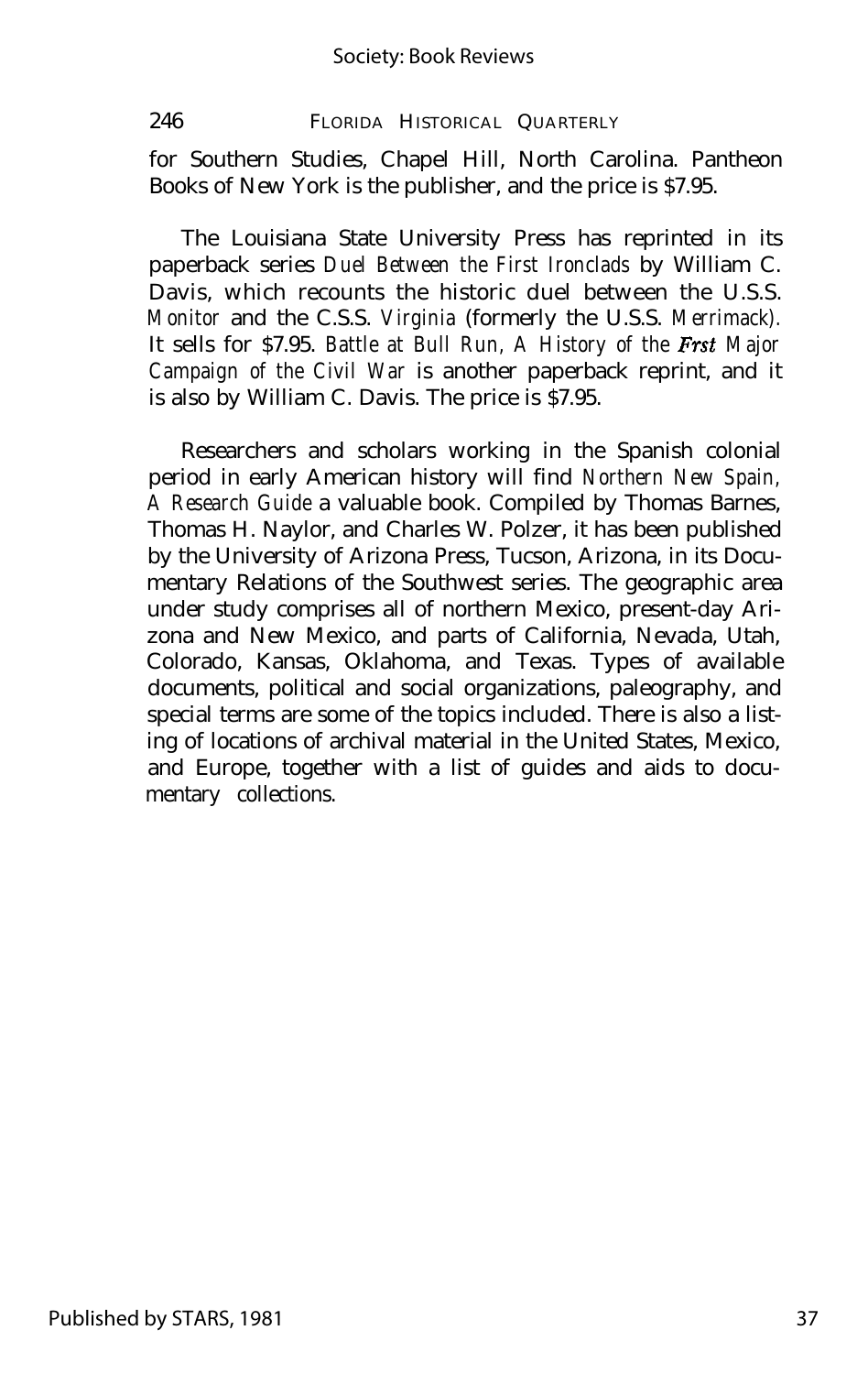for Southern Studies, Chapel Hill, North Carolina. Pantheon Books of New York is the publisher, and the price is $7.95.

The Louisiana State University Press has reprinted in its paperback series *Duel Between the First Ironclads* by William C. Davis, which recounts the historic duel between the U.S.S. *Monitor* and the C.S.S. *Virginia* (formerly the U.S.S. *Merrimack).* It sells for $7.95. *Battle at Bull Run, A History of the First Major Campaign of the Civil War* is another paperback reprint, and it is also by William C. Davis. The price is $7.95.

Researchers and scholars working in the Spanish colonial period in early American history will find *Northern New Spain, A Research Guide* a valuable book. Compiled by Thomas Barnes, Thomas H. Naylor, and Charles W. Polzer, it has been published by the University of Arizona Press, Tucson, Arizona, in its Documentary Relations of the Southwest series. The geographic area under study comprises all of northern Mexico, present-day Arizona and New Mexico, and parts of California, Nevada, Utah, Colorado, Kansas, Oklahoma, and Texas. Types of available documents, political and social organizations, paleography, and special terms are some of the topics included. There is also a listing of locations of archival material in the United States, Mexico, and Europe, together with a list of guides and aids to documentary collections.